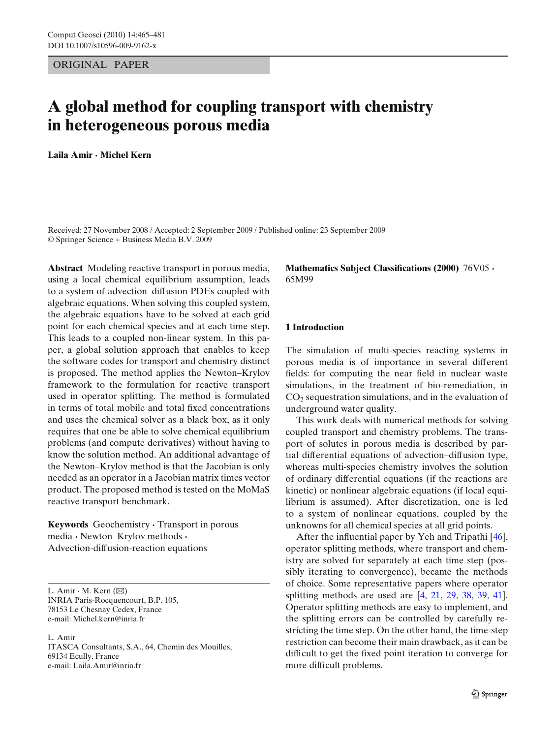ORIGINAL PAPER

# A global method for coupling transport with chemistry in heterogeneous porous media

**Laila Amir · Michel Kern**

Received: 27 November 2008 / Accepted: 2 September 2009 / Published online: 23 September 2009
© Springer Science + Business Media B.V. 2009

**Abstract** Modeling reactive transport in porous media, using a local chemical equilibrium assumption, leads to a system of advection–diffusion PDEs coupled with algebraic equations. When solving this coupled system, the algebraic equations have to be solved at each grid point for each chemical species and at each time step. This leads to a coupled non-linear system. In this paper, a global solution approach that enables to keep the software codes for transport and chemistry distinct is proposed. The method applies the Newton–Krylov framework to the formulation for reactive transport used in operator splitting. The method is formulated in terms of total mobile and total fixed concentrations and uses the chemical solver as a black box, as it only requires that one be able to solve chemical equilibrium problems (and compute derivatives) without having to know the solution method. An additional advantage of the Newton–Krylov method is that the Jacobian is only needed as an operator in a Jacobian matrix times vector product. The proposed method is tested on the MoMaS reactive transport benchmark.

**Keywords** Geochemistry · Transport in porous media · Newton–Krylov methods · Advection-diffusion-reaction equations

L. Amir · M. Kern (✉)
INRIA Paris-Rocquencourt, B.P. 105, 78153 Le Chesnay Cedex, France
e-mail: Michel.kern@inria.fr

L. Amir
ITASCA Consultants, S.A., 64, Chemin des Mouilles, 69134 Ecully, France
e-mail: Laila.Amir@inria.fr

**Mathematics Subject Classifications (2000)** 76V05 · 65M99

## 1 Introduction

The simulation of multi-species reacting systems in porous media is of importance in several different fields: for computing the near field in nuclear waste simulations, in the treatment of bio-remediation, in $CO_2$ sequestration simulations, and in the evaluation of underground water quality.

This work deals with numerical methods for solving coupled transport and chemistry problems. The transport of solutes in porous media is described by partial differential equations of advection–diffusion type, whereas multi-species chemistry involves the solution of ordinary differential equations (if the reactions are kinetic) or nonlinear algebraic equations (if local equilibrium is assumed). After discretization, one is led to a system of nonlinear equations, coupled by the unknowns for all chemical species at all grid points.

After the influential paper by Yeh and Tripathi [46], operator splitting methods, where transport and chemistry are solved for separately at each time step (possibly iterating to convergence), became the methods of choice. Some representative papers where operator splitting methods are used are [4, 21, 29, 38, 39, 41]. Operator splitting methods are easy to implement, and the splitting errors can be controlled by carefully restricting the time step. On the other hand, the time-step restriction can become their main drawback, as it can be difficult to get the fixed point iteration to converge for more difficult problems.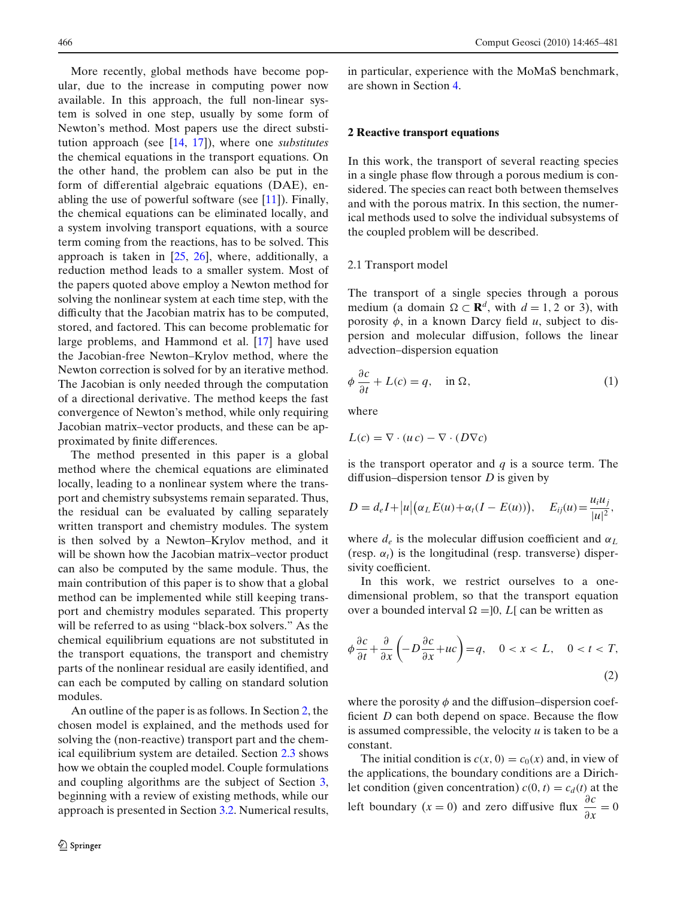More recently, global methods have become popular, due to the increase in computing power now available. In this approach, the full non-linear system is solved in one step, usually by some form of Newton's method. Most papers use the direct substitution approach (see [14, 17]), where one *substitutes* the chemical equations in the transport equations. On the other hand, the problem can also be put in the form of differential algebraic equations (DAE), enabling the use of powerful software (see [11]). Finally, the chemical equations can be eliminated locally, and a system involving transport equations, with a source term coming from the reactions, has to be solved. This approach is taken in [25, 26], where, additionally, a reduction method leads to a smaller system. Most of the papers quoted above employ a Newton method for solving the nonlinear system at each time step, with the difficulty that the Jacobian matrix has to be computed, stored, and factored. This can become problematic for large problems, and Hammond et al. [17] have used the Jacobian-free Newton–Krylov method, where the Newton correction is solved for by an iterative method. The Jacobian is only needed through the computation of a directional derivative. The method keeps the fast convergence of Newton's method, while only requiring Jacobian matrix–vector products, and these can be approximated by finite differences.

The method presented in this paper is a global method where the chemical equations are eliminated locally, leading to a nonlinear system where the transport and chemistry subsystems remain separated. Thus, the residual can be evaluated by calling separately written transport and chemistry modules. The system is then solved by a Newton–Krylov method, and it will be shown how the Jacobian matrix–vector product can also be computed by the same module. Thus, the main contribution of this paper is to show that a global method can be implemented while still keeping transport and chemistry modules separated. This property will be referred to as using "black-box solvers." As the chemical equilibrium equations are not substituted in the transport equations, the transport and chemistry parts of the nonlinear residual are easily identified, and can each be computed by calling on standard solution modules.

An outline of the paper is as follows. In Section 2, the chosen model is explained, and the methods used for solving the (non-reactive) transport and the chemical equilibrium system are detailed. Section 2.3 shows how we obtain the coupled model. Couple formulations and coupling algorithms are the subject of Section 3, beginning with a review of existing methods, while our approach is presented in Section 3.2. Numerical results, in particular, experience with the MoMaS benchmark, are shown in Section 4.

## 2 Reactive transport equations

In this work, the transport of several reacting species in a single phase flow through a porous medium is considered. The species can react both between themselves and with the porous matrix. In this section, the numerical methods used to solve the individual subsystems of the coupled problem will be described.

### 2.1 Transport model

The transport of a single species through a porous medium (a domain $\Omega \subset \mathbf{R}^d$, with $d = 1, 2$ or $3$), with porosity $\phi$, in a known Darcy field $u$, subject to dispersion and molecular diffusion, follows the linear advection–dispersion equation

$$\phi \frac{\partial c}{\partial t} + L(c) = q, \quad \text{in } \Omega, \tag{1}$$

where

$$L(c) = \nabla \cdot (u\,c) - \nabla \cdot (D \nabla c)$$

is the transport operator and $q$ is a source term. The diffusion–dispersion tensor $D$ is given by

$$D = d_e I + |u| \big(\alpha_L E(u) + \alpha_t (I - E(u))\big), \quad E_{ij}(u) = \frac{u_i u_j}{|u|^2},$$

where $d_e$ is the molecular diffusion coefficient and $\alpha_L$ (resp. $\alpha_t$) is the longitudinal (resp. transverse) dispersivity coefficient.

In this work, we restrict ourselves to a one-dimensional problem, so that the transport equation over a bounded interval $\Omega = ]0, L[$ can be written as

$$\phi \frac{\partial c}{\partial t} + \frac{\partial}{\partial x} \left( -D \frac{\partial c}{\partial x} + uc \right) = q, \quad 0 < x < L, \quad 0 < t < T, \tag{2}$$

where the porosity $\phi$ and the diffusion–dispersion coefficient $D$ can both depend on space. Because the flow is assumed compressible, the velocity $u$ is taken to be a constant.

The initial condition is $c(x, 0) = c_0(x)$ and, in view of the applications, the boundary conditions are a Dirichlet condition (given concentration) $c(0, t) = c_d(t)$ at the left boundary ($x = 0$) and zero diffusive flux $\dfrac{\partial c}{\partial x} = 0$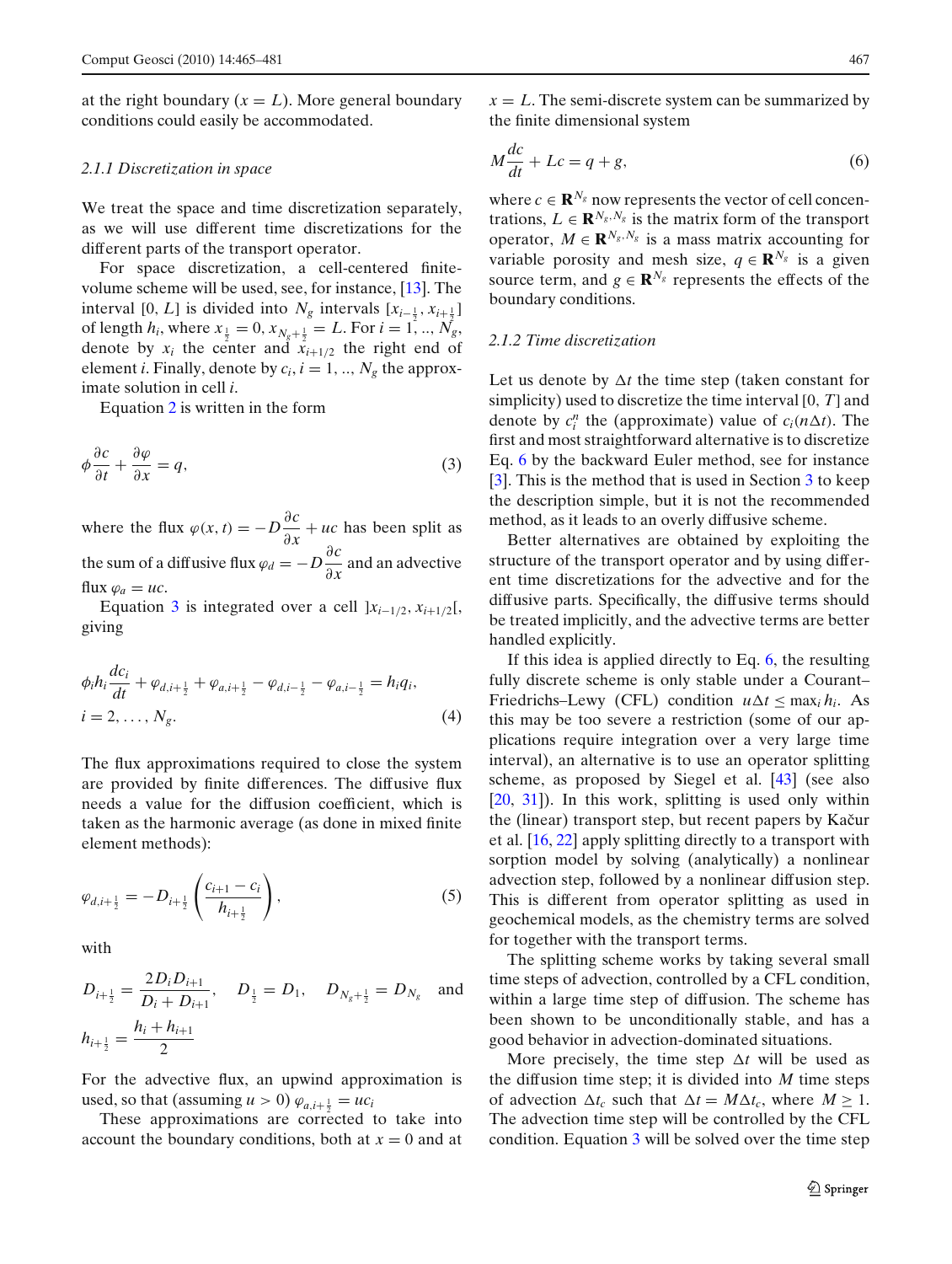at the right boundary ($x = L$). More general boundary conditions could easily be accommodated.

#### 2.1.1 Discretization in space

We treat the space and time discretization separately, as we will use different time discretizations for the different parts of the transport operator.

For space discretization, a cell-centered finite-volume scheme will be used, see, for instance, [13]. The interval $[0, L]$ is divided into $N_g$ intervals $[x_{i-\frac{1}{2}}, x_{i+\frac{1}{2}}]$ of length $h_i$, where $x_{\frac{1}{2}} = 0, x_{N_g+\frac{1}{2}} = L$. For $i = 1, .., N_g$, denote by $x_i$ the center and $x_{i+1/2}$ the right end of element $i$. Finally, denote by $c_i, i = 1, .., N_g$ the approximate solution in cell $i$.

Equation 2 is written in the form

$$\phi \frac{\partial c}{\partial t} + \frac{\partial \varphi}{\partial x} = q, \tag{3}$$

where the flux $\varphi(x, t) = -D\dfrac{\partial c}{\partial x} + uc$ has been split as the sum of a diffusive flux $\varphi_d = -D\dfrac{\partial c}{\partial x}$ and an advective flux $\varphi_a = uc$.

Equation 3 is integrated over a cell $]x_{i-1/2}, x_{i+1/2}[$, giving

$$\phi_i h_i \frac{dc_i}{dt} + \varphi_{d,i+\frac{1}{2}} + \varphi_{a,i+\frac{1}{2}} - \varphi_{d,i-\frac{1}{2}} - \varphi_{a,i-\frac{1}{2}} = h_i q_i,$$
$$i = 2, \ldots, N_g. \tag{4}$$

The flux approximations required to close the system are provided by finite differences. The diffusive flux needs a value for the diffusion coefficient, which is taken as the harmonic average (as done in mixed finite element methods):

$$\varphi_{d,i+\frac{1}{2}} = -D_{i+\frac{1}{2}} \left( \frac{c_{i+1} - c_i}{h_{i+\frac{1}{2}}} \right), \tag{5}$$

with

$$D_{i+\frac{1}{2}} = \frac{2D_i D_{i+1}}{D_i + D_{i+1}}, \quad D_{\frac{1}{2}} = D_1, \quad D_{N_g+\frac{1}{2}} = D_{N_g} \quad \text{and}$$
$$h_{i+\frac{1}{2}} = \frac{h_i + h_{i+1}}{2}$$

For the advective flux, an upwind approximation is used, so that (assuming $u > 0$) $\varphi_{a,i+\frac{1}{2}} = uc_i$

These approximations are corrected to take into account the boundary conditions, both at $x = 0$ and at $x = L$. The semi-discrete system can be summarized by the finite dimensional system

$$M\frac{dc}{dt} + Lc = q + g, \tag{6}$$

where $c \in \mathbf{R}^{N_g}$ now represents the vector of cell concentrations, $L \in \mathbf{R}^{N_g, N_g}$ is the matrix form of the transport operator, $M \in \mathbf{R}^{N_g, N_g}$ is a mass matrix accounting for variable porosity and mesh size, $q \in \mathbf{R}^{N_g}$ is a given source term, and $g \in \mathbf{R}^{N_g}$ represents the effects of the boundary conditions.

#### 2.1.2 Time discretization

Let us denote by $\Delta t$ the time step (taken constant for simplicity) used to discretize the time interval $[0, T]$ and denote by $c_i^n$ the (approximate) value of $c_i(n\Delta t)$. The first and most straightforward alternative is to discretize Eq. 6 by the backward Euler method, see for instance [3]. This is the method that is used in Section 3 to keep the description simple, but it is not the recommended method, as it leads to an overly diffusive scheme.

Better alternatives are obtained by exploiting the structure of the transport operator and by using different time discretizations for the advective and for the diffusive parts. Specifically, the diffusive terms should be treated implicitly, and the advective terms are better handled explicitly.

If this idea is applied directly to Eq. 6, the resulting fully discrete scheme is only stable under a Courant–Friedrichs–Lewy (CFL) condition $u\Delta t \leq \max_i h_i$. As this may be too severe a restriction (some of our applications require integration over a very large time interval), an alternative is to use an operator splitting scheme, as proposed by Siegel et al. [43] (see also [20, 31]). In this work, splitting is used only within the (linear) transport step, but recent papers by Kačur et al. [16, 22] apply splitting directly to a transport with sorption model by solving (analytically) a nonlinear advection step, followed by a nonlinear diffusion step. This is different from operator splitting as used in geochemical models, as the chemistry terms are solved for together with the transport terms.

The splitting scheme works by taking several small time steps of advection, controlled by a CFL condition, within a large time step of diffusion. The scheme has been shown to be unconditionally stable, and has a good behavior in advection-dominated situations.

More precisely, the time step $\Delta t$ will be used as the diffusion time step; it is divided into $M$ time steps of advection $\Delta t_c$ such that $\Delta t = M\Delta t_c$, where $M \geq 1$. The advection time step will be controlled by the CFL condition. Equation 3 will be solved over the time step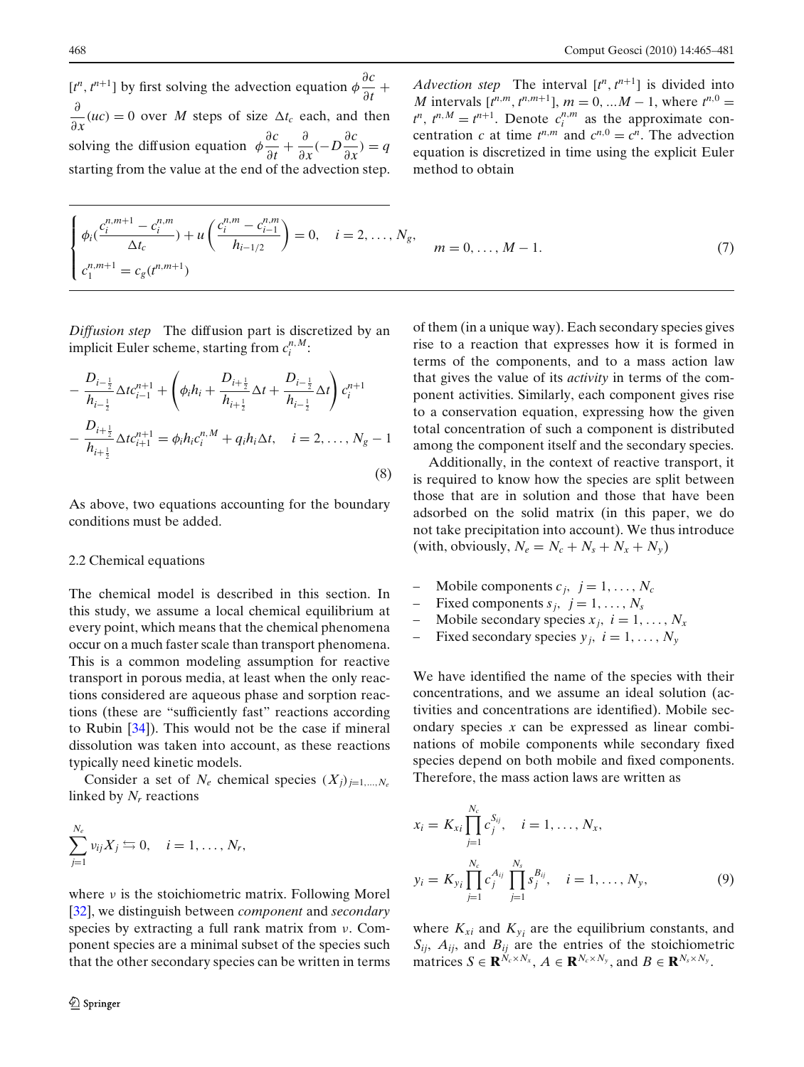$[t^n, t^{n+1}]$ by first solving the advection equation $\phi \frac{\partial c}{\partial t} + \frac{\partial}{\partial x}(uc) = 0$ over $M$ steps of size $\Delta t_c$ each, and then solving the diffusion equation $\phi \frac{\partial c}{\partial t} + \frac{\partial}{\partial x}(-D \frac{\partial c}{\partial x}) = q$ starting from the value at the end of the advection step.

*Advection step* The interval $[t^n, t^{n+1}]$ is divided into $M$ intervals $[t^{n,m}, t^{n,m+1}]$, $m = 0, \ldots M-1$, where $t^{n,0} = t^n$, $t^{n,M} = t^{n+1}$. Denote $c_i^{n,m}$ as the approximate concentration $c$ at time $t^{n,m}$ and $c^{n,0} = c^n$. The advection equation is discretized in time using the explicit Euler method to obtain

$$
\begin{cases}
\phi_i (\frac{c_i^{n,m+1} - c_i^{n,m}}{\Delta t_c}) + u \left( \frac{c_i^{n,m} - c_{i-1}^{n,m}}{h_{i-1/2}} \right) = 0, \quad i = 2, \ldots, N_g, \\
c_1^{n,m+1} = c_g(t^{n,m+1})
\end{cases}
\qquad m = 0, \ldots, M-1. \tag{7}
$$

*Diffusion step* The diffusion part is discretized by an implicit Euler scheme, starting from $c_i^{n,M}$:

$$
\begin{aligned}
&- \frac{D_{i-\frac{1}{2}}}{h_{i-\frac{1}{2}}} \Delta t c_{i-1}^{n+1} + \left( \phi_i h_i + \frac{D_{i+\frac{1}{2}}}{h_{i+\frac{1}{2}}} \Delta t + \frac{D_{i-\frac{1}{2}}}{h_{i-\frac{1}{2}}} \Delta t \right) c_i^{n+1} \\
&- \frac{D_{i+\frac{1}{2}}}{h_{i+\frac{1}{2}}} \Delta t c_{i+1}^{n+1} = \phi_i h_i c_i^{n,M} + q_i h_i \Delta t, \quad i = 2, \ldots, N_g - 1
\end{aligned} \tag{8}
$$

As above, two equations accounting for the boundary conditions must be added.

### 2.2 Chemical equations

The chemical model is described in this section. In this study, we assume a local chemical equilibrium at every point, which means that the chemical phenomena occur on a much faster scale than transport phenomena. This is a common modeling assumption for reactive transport in porous media, at least when the only reactions considered are aqueous phase and sorption reactions (these are "sufficiently fast" reactions according to Rubin [34]). This would not be the case if mineral dissolution was taken into account, as these reactions typically need kinetic models.

Consider a set of $N_e$ chemical species $(X_j)_{j=1,\ldots,N_e}$ linked by $N_r$ reactions

$$
\sum_{j=1}^{N_e} \nu_{ij} X_j \leftrightarrows 0, \quad i = 1, \ldots, N_r,
$$

where $\nu$ is the stoichiometric matrix. Following Morel [32], we distinguish between *component* and *secondary* species by extracting a full rank matrix from $\nu$. Component species are a minimal subset of the species such that the other secondary species can be written in terms of them (in a unique way). Each secondary species gives rise to a reaction that expresses how it is formed in terms of the components, and to a mass action law that gives the value of its *activity* in terms of the component activities. Similarly, each component gives rise to a conservation equation, expressing how the given total concentration of such a component is distributed among the component itself and the secondary species.

Additionally, in the context of reactive transport, it is required to know how the species are split between those that are in solution and those that have been adsorbed on the solid matrix (in this paper, we do not take precipitation into account). We thus introduce (with, obviously, $N_e = N_c + N_s + N_x + N_y$)

- Mobile components $c_j$, $j = 1, \ldots, N_c$
- Fixed components $s_j$, $j = 1, \ldots, N_s$
- Mobile secondary species $x_j$, $i = 1, \ldots, N_x$
- Fixed secondary species $y_j$, $i = 1, \ldots, N_y$

We have identified the name of the species with their concentrations, and we assume an ideal solution (activities and concentrations are identified). Mobile secondary species $x$ can be expressed as linear combinations of mobile components while secondary fixed species depend on both mobile and fixed components. Therefore, the mass action laws are written as

$$
\begin{aligned}
x_i &= K_{xi} \prod_{j=1}^{N_c} c_j^{S_{ij}}, \quad i = 1, \ldots, N_x, \\
y_i &= K_{y_i} \prod_{j=1}^{N_c} c_j^{A_{ij}} \prod_{j=1}^{N_s} s_j^{B_{ij}}, \quad i = 1, \ldots, N_y,
\end{aligned} \tag{9}
$$

where $K_{xi}$ and $K_{y_i}$ are the equilibrium constants, and $S_{ij}$, $A_{ij}$, and $B_{ij}$ are the entries of the stoichiometric matrices $S \in \mathbf{R}^{N_c \times N_x}$, $A \in \mathbf{R}^{N_c \times N_y}$, and $B \in \mathbf{R}^{N_s \times N_y}$.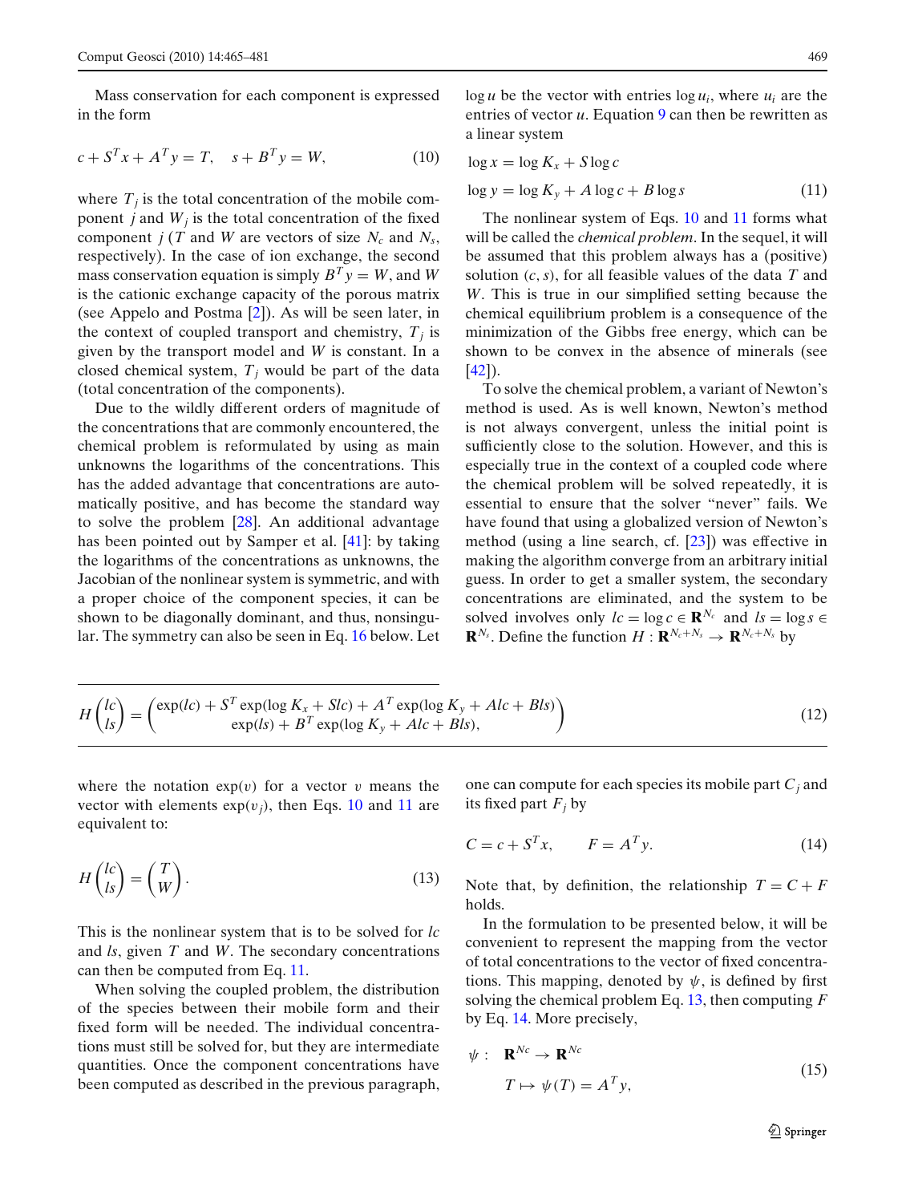Mass conservation for each component is expressed in the form

$$c + S^T x + A^T y = T, \quad s + B^T y = W, \tag{10}$$

where $T_j$ is the total concentration of the mobile component $j$ and $W_j$ is the total concentration of the fixed component $j$ ($T$ and $W$ are vectors of size $N_c$ and $N_s$, respectively). In the case of ion exchange, the second mass conservation equation is simply $B^T y = W$, and $W$ is the cationic exchange capacity of the porous matrix (see Appelo and Postma [2]). As will be seen later, in the context of coupled transport and chemistry, $T_j$ is given by the transport model and $W$ is constant. In a closed chemical system, $T_j$ would be part of the data (total concentration of the components).

Due to the wildly different orders of magnitude of the concentrations that are commonly encountered, the chemical problem is reformulated by using as main unknowns the logarithms of the concentrations. This has the added advantage that concentrations are automatically positive, and has become the standard way to solve the problem [28]. An additional advantage has been pointed out by Samper et al. [41]: by taking the logarithms of the concentrations as unknowns, the Jacobian of the nonlinear system is symmetric, and with a proper choice of the component species, it can be shown to be diagonally dominant, and thus, nonsingular. The symmetry can also be seen in Eq. 16 below. Let $\log u$ be the vector with entries $\log u_i$, where $u_i$ are the entries of vector $u$. Equation 9 can then be rewritten as a linear system

$$\begin{aligned} \log x &= \log K_x + S \log c \\ \log y &= \log K_y + A \log c + B \log s \end{aligned} \tag{11}$$

The nonlinear system of Eqs. 10 and 11 forms what will be called the *chemical problem*. In the sequel, it will be assumed that this problem always has a (positive) solution $(c, s)$, for all feasible values of the data $T$ and $W$. This is true in our simplified setting because the chemical equilibrium problem is a consequence of the minimization of the Gibbs free energy, which can be shown to be convex in the absence of minerals (see [42]).

To solve the chemical problem, a variant of Newton's method is used. As is well known, Newton's method is not always convergent, unless the initial point is sufficiently close to the solution. However, and this is especially true in the context of a coupled code where the chemical problem will be solved repeatedly, it is essential to ensure that the solver "never" fails. We have found that using a globalized version of Newton's method (using a line search, cf. [23]) was effective in making the algorithm converge from an arbitrary initial guess. In order to get a smaller system, the secondary concentrations are eliminated, and the system to be solved involves only $lc = \log c \in \mathbf{R}^{N_c}$ and $ls = \log s \in \mathbf{R}^{N_s}$. Define the function $H : \mathbf{R}^{N_c+N_s} \to \mathbf{R}^{N_c+N_s}$ by

$$H \begin{pmatrix} lc \\ ls \end{pmatrix} = \begin{pmatrix} \exp(lc) + S^T \exp(\log K_x + S lc) + A^T \exp(\log K_y + A lc + B ls) \\ \exp(ls) + B^T \exp(\log K_y + A lc + B ls), \end{pmatrix} \tag{12}$$

where the notation $\exp(v)$ for a vector $v$ means the vector with elements $\exp(v_j)$, then Eqs. 10 and 11 are equivalent to:

$$H \begin{pmatrix} lc \\ ls \end{pmatrix} = \begin{pmatrix} T \\ W \end{pmatrix}. \tag{13}$$

This is the nonlinear system that is to be solved for $lc$ and $ls$, given $T$ and $W$. The secondary concentrations can then be computed from Eq. 11.

When solving the coupled problem, the distribution of the species between their mobile form and their fixed form will be needed. The individual concentrations must still be solved for, but they are intermediate quantities. Once the component concentrations have been computed as described in the previous paragraph, one can compute for each species its mobile part $C_j$ and its fixed part $F_j$ by

$$C = c + S^T x, \qquad F = A^T y. \tag{14}$$

Note that, by definition, the relationship $T = C + F$ holds.

In the formulation to be presented below, it will be convenient to represent the mapping from the vector of total concentrations to the vector of fixed concentrations. This mapping, denoted by $\psi$, is defined by first solving the chemical problem Eq. 13, then computing $F$ by Eq. 14. More precisely,

$$\begin{aligned} \psi : \quad & \mathbf{R}^{Nc} \to \mathbf{R}^{Nc} \\ & T \mapsto \psi(T) = A^T y, \end{aligned} \tag{15}$$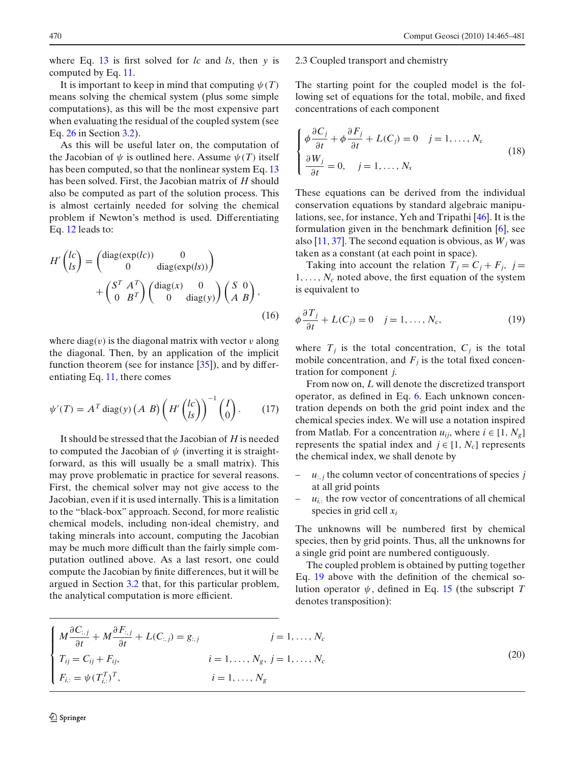where Eq. 13 is first solved for $lc$ and $ls$, then $y$ is computed by Eq. 11.

It is important to keep in mind that computing $\psi(T)$ means solving the chemical system (plus some simple computations), as this will be the most expensive part when evaluating the residual of the coupled system (see Eq. 26 in Section 3.2).

As this will be useful later on, the computation of the Jacobian of $\psi$ is outlined here. Assume $\psi(T)$ itself has been computed, so that the nonlinear system Eq. 13 has been solved. First, the Jacobian matrix of $H$ should also be computed as part of the solution process. This is almost certainly needed for solving the chemical problem if Newton's method is used. Differentiating Eq. 12 leads to:

$$H'\begin{pmatrix} lc \\ ls \end{pmatrix} = \begin{pmatrix} \mathrm{diag}(\exp(lc)) & 0 \\ 0 & \mathrm{diag}(\exp(ls)) \end{pmatrix} + \begin{pmatrix} S^T & A^T \\ 0 & B^T \end{pmatrix} \begin{pmatrix} \mathrm{diag}(x) & 0 \\ 0 & \mathrm{diag}(y) \end{pmatrix} \begin{pmatrix} S & 0 \\ A & B \end{pmatrix}, \tag{16}$$

where $\mathrm{diag}(v)$ is the diagonal matrix with vector $v$ along the diagonal. Then, by an application of the implicit function theorem (see for instance [35]), and by differentiating Eq. 11, there comes

$$\psi'(T) = A^T \,\mathrm{diag}(y) \begin{pmatrix} A & B \end{pmatrix} \left( H'\begin{pmatrix} lc \\ ls \end{pmatrix} \right)^{-1} \begin{pmatrix} I \\ 0 \end{pmatrix}. \tag{17}$$

It should be stressed that the Jacobian of $H$ is needed to computed the Jacobian of $\psi$ (inverting it is straightforward, as this will usually be a small matrix). This may prove problematic in practice for several reasons. First, the chemical solver may not give access to the Jacobian, even if it is used internally. This is a limitation to the "black-box" approach. Second, for more realistic chemical models, including non-ideal chemistry, and taking minerals into account, computing the Jacobian may be much more difficult than the fairly simple computation outlined above. As a last resort, one could compute the Jacobian by finite differences, but it will be argued in Section 3.2 that, for this particular problem, the analytical computation is more efficient.

### 2.3 Coupled transport and chemistry

The starting point for the coupled model is the following set of equations for the total, mobile, and fixed concentrations of each component

$$\begin{cases} \phi \dfrac{\partial C_j}{\partial t} + \phi \dfrac{\partial F_j}{\partial t} + L(C_j) = 0 \quad j = 1, \ldots, N_c \\ \dfrac{\partial W_j}{\partial t} = 0, \quad j = 1, \ldots, N_s \end{cases} \tag{18}$$

These equations can be derived from the individual conservation equations by standard algebraic manipulations, see, for instance, Yeh and Tripathi [46]. It is the formulation given in the benchmark definition [6], see also [11, 37]. The second equation is obvious, as $W_j$ was taken as a constant (at each point in space).

Taking into account the relation $T_j = C_j + F_j$, $j = 1, \ldots, N_c$ noted above, the first equation of the system is equivalent to

$$\phi \frac{\partial T_j}{\partial t} + L(C_j) = 0 \quad j = 1, \ldots, N_c, \tag{19}$$

where $T_j$ is the total concentration, $C_j$ is the total mobile concentration, and $F_j$ is the total fixed concentration for component $j$.

From now on, $L$ will denote the discretized transport operator, as defined in Eq. 6. Each unknown concentration depends on both the grid point index and the chemical species index. We will use a notation inspired from Matlab. For a concentration $u_{ij}$, where $i \in [1, N_g]$ represents the spatial index and $j \in [1, N_c]$ represents the chemical index, we shall denote by

- $u_{:,j}$ the column vector of concentrations of species $j$ at all grid points
- $u_{i,:}$ the row vector of concentrations of all chemical species in grid cell $x_i$

The unknowns will be numbered first by chemical species, then by grid points. Thus, all the unknowns for a single grid point are numbered contiguously.

The coupled problem is obtained by putting together Eq. 19 above with the definition of the chemical solution operator $\psi$, defined in Eq. 15 (the subscript $T$ denotes transposition):

$$\begin{cases} M \dfrac{\partial C_{:,j}}{\partial t} + M \dfrac{\partial F_{:,j}}{\partial t} + L(C_{:,j}) = g_{:,j} & j = 1, \ldots, N_c \\ T_{ij} = C_{ij} + F_{ij}, & i = 1, \ldots, N_g,\ j = 1, \ldots, N_c \\ F_{i,:} = \psi(T_{i,:}^T)^T, & i = 1, \ldots, N_g \end{cases} \tag{20}$$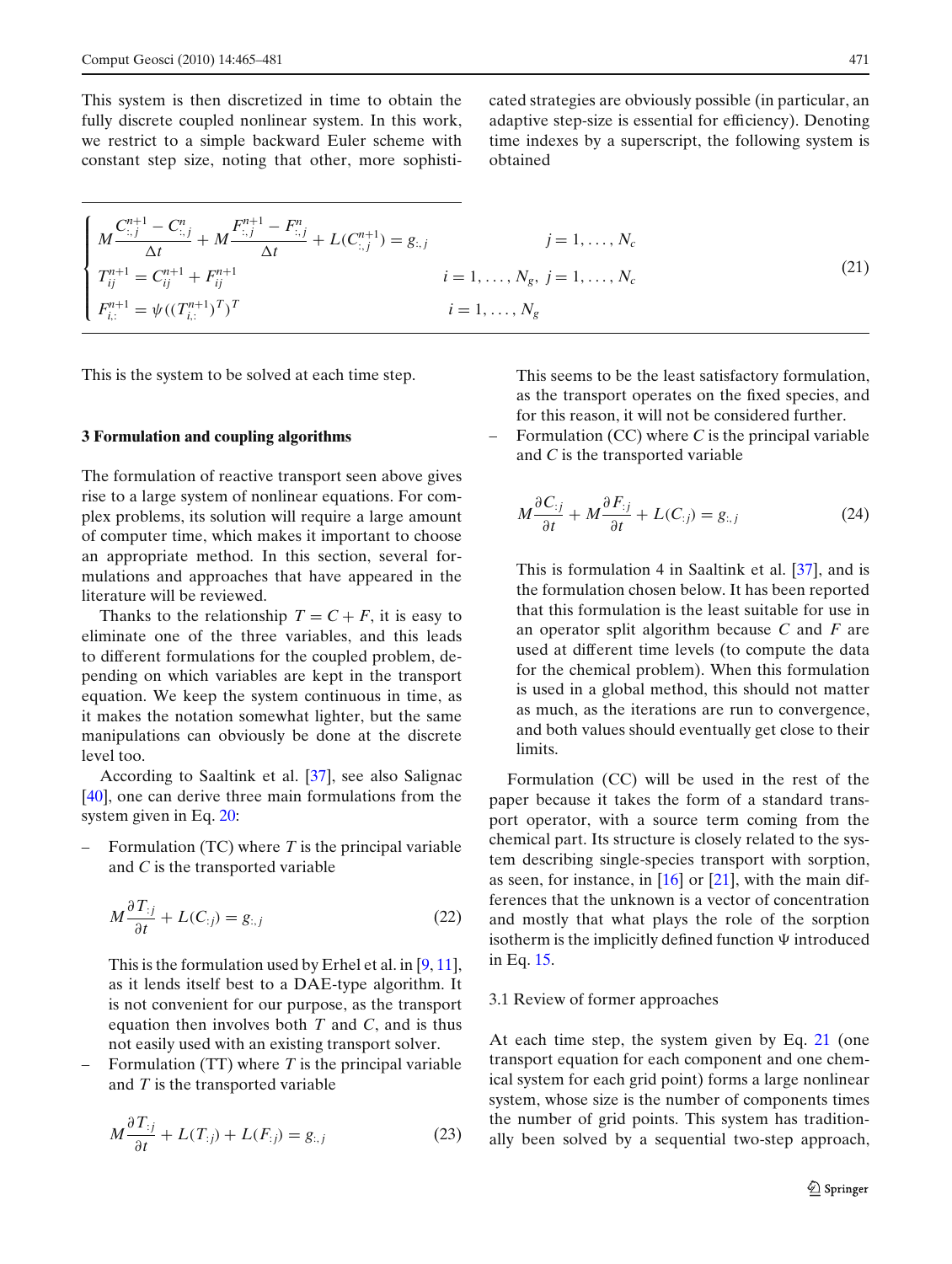This system is then discretized in time to obtain the fully discrete coupled nonlinear system. In this work, we restrict to a simple backward Euler scheme with constant step size, noting that other, more sophisticated strategies are obviously possible (in particular, an adaptive step-size is essential for efficiency). Denoting time indexes by a superscript, the following system is obtained

$$
\begin{cases}
M\dfrac{C^{n+1}_{:,j}-C^n_{:,j}}{\Delta t}+M\dfrac{F^{n+1}_{:,j}-F^n_{:,j}}{\Delta t}+L(C^{n+1}_{:,j})=g_{:,j} & j=1,\dots,N_c\\
T^{n+1}_{ij}=C^{n+1}_{ij}+F^{n+1}_{ij} & i=1,\dots,N_g,\ j=1,\dots,N_c\\
F^{n+1}_{i,:}=\psi((T^{n+1}_{i,:})^T)^T & i=1,\dots,N_g
\end{cases}
\tag{21}
$$

This is the system to be solved at each time step.

## 3 Formulation and coupling algorithms

The formulation of reactive transport seen above gives rise to a large system of nonlinear equations. For complex problems, its solution will require a large amount of computer time, which makes it important to choose an appropriate method. In this section, several formulations and approaches that have appeared in the literature will be reviewed.

Thanks to the relationship $T=C+F$, it is easy to eliminate one of the three variables, and this leads to different formulations for the coupled problem, depending on which variables are kept in the transport equation. We keep the system continuous in time, as it makes the notation somewhat lighter, but the same manipulations can obviously be done at the discrete level too.

According to Saaltink et al. [37], see also Salignac [40], one can derive three main formulations from the system given in Eq. 20:

- Formulation (TC) where $T$ is the principal variable and $C$ is the transported variable

$$
M\frac{\partial T_{:j}}{\partial t}+L(C_{:j})=g_{:,j} \tag{22}
$$

  This is the formulation used by Erhel et al. in [9, 11], as it lends itself best to a DAE-type algorithm. It is not convenient for our purpose, as the transport equation then involves both $T$ and $C$, and is thus not easily used with an existing transport solver.

- Formulation (TT) where $T$ is the principal variable and $T$ is the transported variable

$$
M\frac{\partial T_{:j}}{\partial t}+L(T_{:j})+L(F_{:j})=g_{:,j} \tag{23}
$$

  This seems to be the least satisfactory formulation, as the transport operates on the fixed species, and for this reason, it will not be considered further.

- Formulation (CC) where $C$ is the principal variable and $C$ is the transported variable

$$
M\frac{\partial C_{:j}}{\partial t}+M\frac{\partial F_{:j}}{\partial t}+L(C_{:j})=g_{:,j} \tag{24}
$$

  This is formulation 4 in Saaltink et al. [37], and is the formulation chosen below. It has been reported that this formulation is the least suitable for use in an operator split algorithm because $C$ and $F$ are used at different time levels (to compute the data for the chemical problem). When this formulation is used in a global method, this should not matter as much, as the iterations are run to convergence, and both values should eventually get close to their limits.

Formulation (CC) will be used in the rest of the paper because it takes the form of a standard transport operator, with a source term coming from the chemical part. Its structure is closely related to the system describing single-species transport with sorption, as seen, for instance, in [16] or [21], with the main differences that the unknown is a vector of concentration and mostly that what plays the role of the sorption isotherm is the implicitly defined function $\Psi$ introduced in Eq. 15.

### 3.1 Review of former approaches

At each time step, the system given by Eq. 21 (one transport equation for each component and one chemical system for each grid point) forms a large nonlinear system, whose size is the number of components times the number of grid points. This system has traditionally been solved by a sequential two-step approach,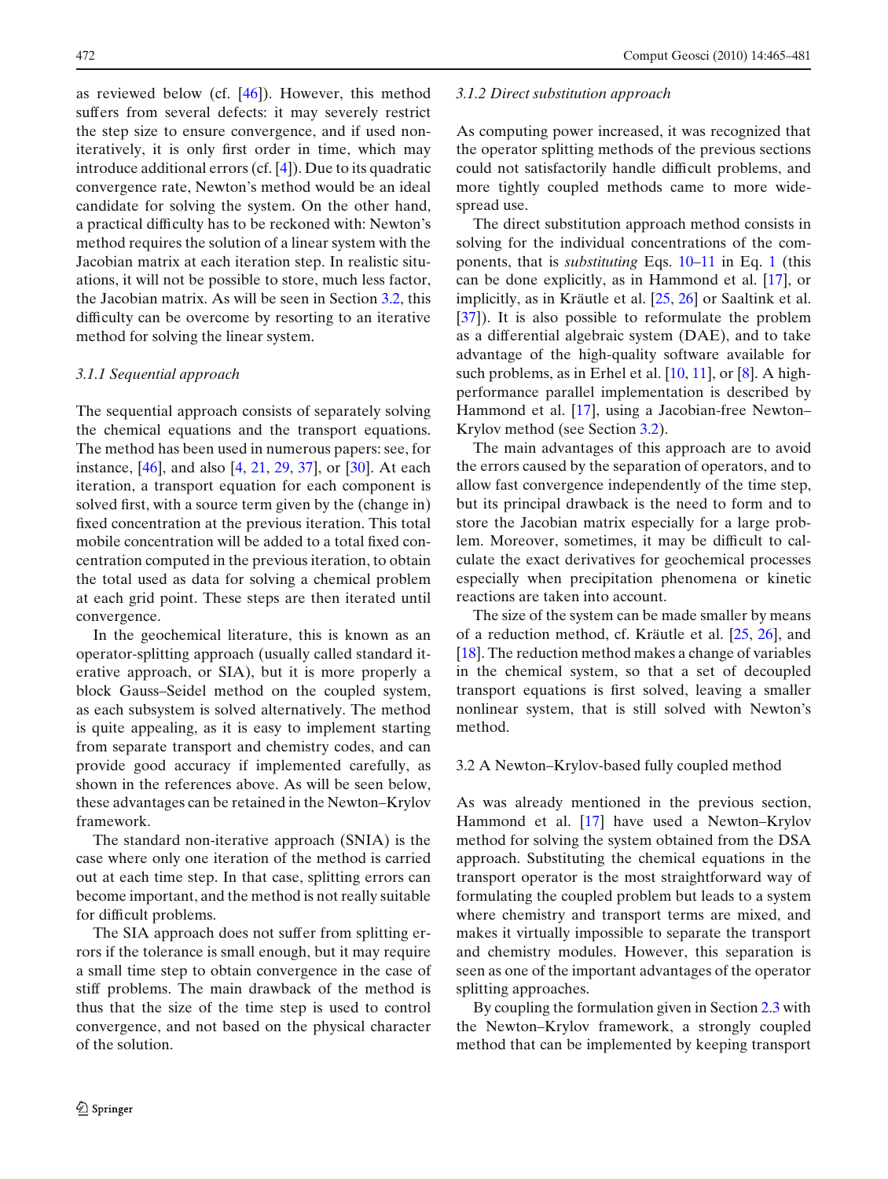as reviewed below (cf. [46]). However, this method suffers from several defects: it may severely restrict the step size to ensure convergence, and if used non-iteratively, it is only first order in time, which may introduce additional errors (cf. [4]). Due to its quadratic convergence rate, Newton's method would be an ideal candidate for solving the system. On the other hand, a practical difficulty has to be reckoned with: Newton's method requires the solution of a linear system with the Jacobian matrix at each iteration step. In realistic situations, it will not be possible to store, much less factor, the Jacobian matrix. As will be seen in Section 3.2, this difficulty can be overcome by resorting to an iterative method for solving the linear system.

#### 3.1.1 Sequential approach

The sequential approach consists of separately solving the chemical equations and the transport equations. The method has been used in numerous papers: see, for instance, [46], and also [4, 21, 29, 37], or [30]. At each iteration, a transport equation for each component is solved first, with a source term given by the (change in) fixed concentration at the previous iteration. This total mobile concentration will be added to a total fixed concentration computed in the previous iteration, to obtain the total used as data for solving a chemical problem at each grid point. These steps are then iterated until convergence.

In the geochemical literature, this is known as an operator-splitting approach (usually called standard iterative approach, or SIA), but it is more properly a block Gauss–Seidel method on the coupled system, as each subsystem is solved alternatively. The method is quite appealing, as it is easy to implement starting from separate transport and chemistry codes, and can provide good accuracy if implemented carefully, as shown in the references above. As will be seen below, these advantages can be retained in the Newton–Krylov framework.

The standard non-iterative approach (SNIA) is the case where only one iteration of the method is carried out at each time step. In that case, splitting errors can become important, and the method is not really suitable for difficult problems.

The SIA approach does not suffer from splitting errors if the tolerance is small enough, but it may require a small time step to obtain convergence in the case of stiff problems. The main drawback of the method is thus that the size of the time step is used to control convergence, and not based on the physical character of the solution.

#### 3.1.2 Direct substitution approach

As computing power increased, it was recognized that the operator splitting methods of the previous sections could not satisfactorily handle difficult problems, and more tightly coupled methods came to more widespread use.

The direct substitution approach method consists in solving for the individual concentrations of the components, that is *substituting* Eqs. 10–11 in Eq. 1 (this can be done explicitly, as in Hammond et al. [17], or implicitly, as in Kräutle et al. [25, 26] or Saaltink et al. [37]). It is also possible to reformulate the problem as a differential algebraic system (DAE), and to take advantage of the high-quality software available for such problems, as in Erhel et al. [10, 11], or [8]. A high-performance parallel implementation is described by Hammond et al. [17], using a Jacobian-free Newton–Krylov method (see Section 3.2).

The main advantages of this approach are to avoid the errors caused by the separation of operators, and to allow fast convergence independently of the time step, but its principal drawback is the need to form and to store the Jacobian matrix especially for a large problem. Moreover, sometimes, it may be difficult to calculate the exact derivatives for geochemical processes especially when precipitation phenomena or kinetic reactions are taken into account.

The size of the system can be made smaller by means of a reduction method, cf. Kräutle et al. [25, 26], and [18]. The reduction method makes a change of variables in the chemical system, so that a set of decoupled transport equations is first solved, leaving a smaller nonlinear system, that is still solved with Newton's method.

### 3.2 A Newton–Krylov-based fully coupled method

As was already mentioned in the previous section, Hammond et al. [17] have used a Newton–Krylov method for solving the system obtained from the DSA approach. Substituting the chemical equations in the transport operator is the most straightforward way of formulating the coupled problem but leads to a system where chemistry and transport terms are mixed, and makes it virtually impossible to separate the transport and chemistry modules. However, this separation is seen as one of the important advantages of the operator splitting approaches.

By coupling the formulation given in Section 2.3 with the Newton–Krylov framework, a strongly coupled method that can be implemented by keeping transport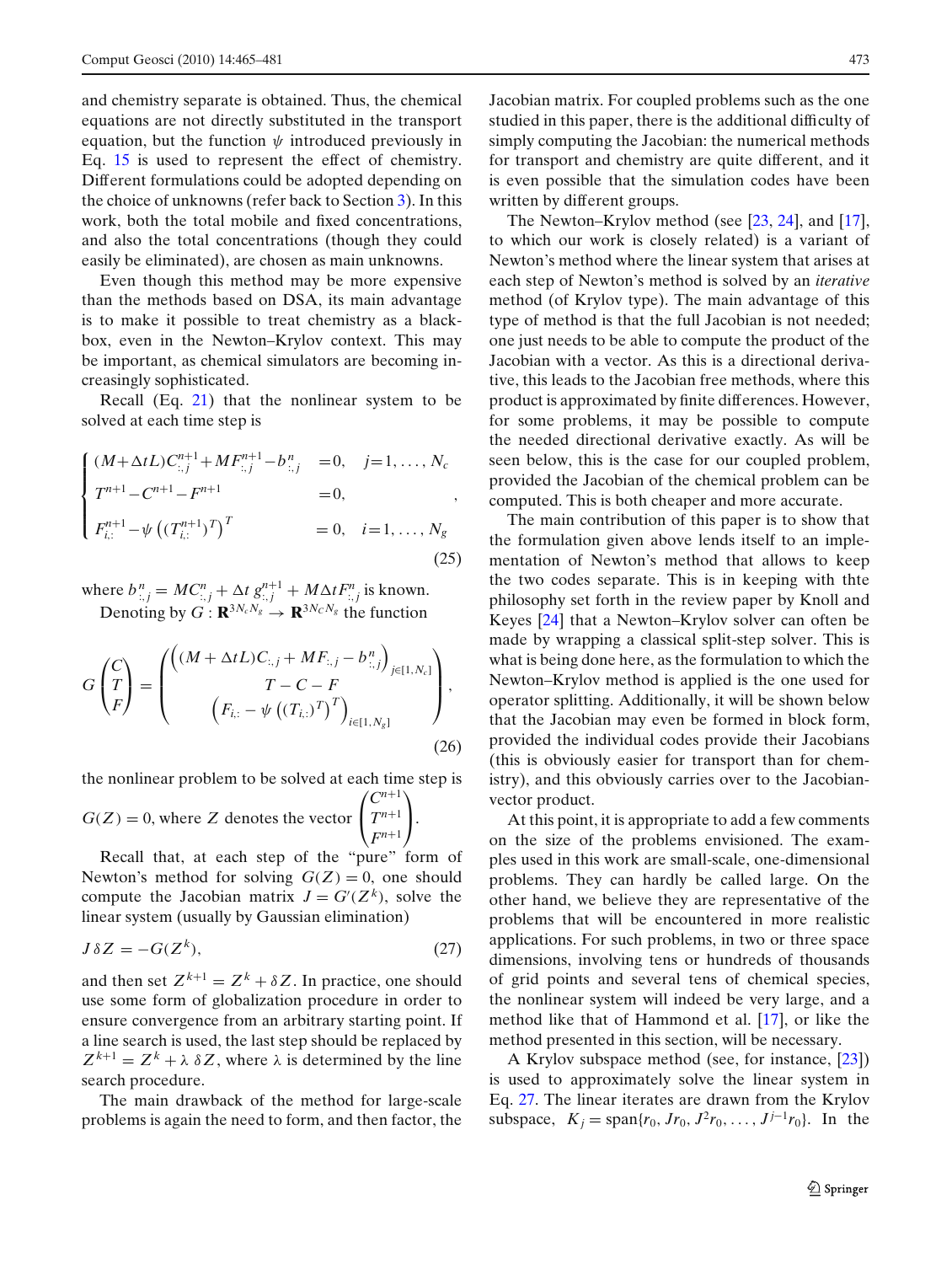and chemistry separate is obtained. Thus, the chemical equations are not directly substituted in the transport equation, but the function $\psi$ introduced previously in Eq. 15 is used to represent the effect of chemistry. Different formulations could be adopted depending on the choice of unknowns (refer back to Section 3). In this work, both the total mobile and fixed concentrations, and also the total concentrations (though they could easily be eliminated), are chosen as main unknowns.

Even though this method may be more expensive than the methods based on DSA, its main advantage is to make it possible to treat chemistry as a black-box, even in the Newton–Krylov context. This may be important, as chemical simulators are becoming increasingly sophisticated.

Recall (Eq. 21) that the nonlinear system to be solved at each time step is

$$\begin{cases} (M+\Delta t L)C^{n+1}_{:,j} + MF^{n+1}_{:,j} - b^n_{:,j} & =0, \quad j=1,\ldots,N_c \\ T^{n+1} - C^{n+1} - F^{n+1} & =0, \\ F^{n+1}_{i,:} - \psi\left((T^{n+1}_{i,:})^T\right)^T & =0, \quad i=1,\ldots,N_g \end{cases}, \tag{25}$$

where $b^n_{:,j} = MC^n_{:,j} + \Delta t\, g^{n+1}_{:,j} + M\Delta t F^n_{:,j}$ is known.

Denoting by $G : \mathbf{R}^{3N_cN_g} \to \mathbf{R}^{3N_cN_g}$ the function

$$G\begin{pmatrix} C \\ T \\ F \end{pmatrix} = \begin{pmatrix} \left((M+\Delta t L)C_{:,j} + MF_{:,j} - b^n_{:,j}\right)_{j\in[1,N_c]} \\ T - C - F \\ \left(F_{i,:} - \psi\left((T_{i,:})^T\right)^T\right)_{i\in[1,N_g]} \end{pmatrix}, \tag{26}$$

the nonlinear problem to be solved at each time step is $G(Z)=0$, where $Z$ denotes the vector $\begin{pmatrix} C^{n+1} \\ T^{n+1} \\ F^{n+1} \end{pmatrix}$.

Recall that, at each step of the "pure" form of Newton's method for solving $G(Z)=0$, one should compute the Jacobian matrix $J = G'(Z^k)$, solve the linear system (usually by Gaussian elimination)

$$J\,\delta Z = -G(Z^k), \tag{27}$$

and then set $Z^{k+1} = Z^k + \delta Z$. In practice, one should use some form of globalization procedure in order to ensure convergence from an arbitrary starting point. If a line search is used, the last step should be replaced by $Z^{k+1} = Z^k + \lambda\,\delta Z$, where $\lambda$ is determined by the line search procedure.

The main drawback of the method for large-scale problems is again the need to form, and then factor, the Jacobian matrix. For coupled problems such as the one studied in this paper, there is the additional difficulty of simply computing the Jacobian: the numerical methods for transport and chemistry are quite different, and it is even possible that the simulation codes have been written by different groups.

The Newton–Krylov method (see [23, 24], and [17], to which our work is closely related) is a variant of Newton's method where the linear system that arises at each step of Newton's method is solved by an *iterative* method (of Krylov type). The main advantage of this type of method is that the full Jacobian is not needed; one just needs to be able to compute the product of the Jacobian with a vector. As this is a directional derivative, this leads to the Jacobian free methods, where this product is approximated by finite differences. However, for some problems, it may be possible to compute the needed directional derivative exactly. As will be seen below, this is the case for our coupled problem, provided the Jacobian of the chemical problem can be computed. This is both cheaper and more accurate.

The main contribution of this paper is to show that the formulation given above lends itself to an implementation of Newton's method that allows to keep the two codes separate. This is in keeping with thte philosophy set forth in the review paper by Knoll and Keyes [24] that a Newton–Krylov solver can often be made by wrapping a classical split-step solver. This is what is being done here, as the formulation to which the Newton–Krylov method is applied is the one used for operator splitting. Additionally, it will be shown below that the Jacobian may even be formed in block form, provided the individual codes provide their Jacobians (this is obviously easier for transport than for chemistry), and this obviously carries over to the Jacobian-vector product.

At this point, it is appropriate to add a few comments on the size of the problems envisioned. The examples used in this work are small-scale, one-dimensional problems. They can hardly be called large. On the other hand, we believe they are representative of the problems that will be encountered in more realistic applications. For such problems, in two or three space dimensions, involving tens or hundreds of thousands of grid points and several tens of chemical species, the nonlinear system will indeed be very large, and a method like that of Hammond et al. [17], or like the method presented in this section, will be necessary.

A Krylov subspace method (see, for instance, [23]) is used to approximately solve the linear system in Eq. 27. The linear iterates are drawn from the Krylov subspace, $K_j = \text{span}\{r_0, Jr_0, J^2r_0, \ldots, J^{j-1}r_0\}$. In the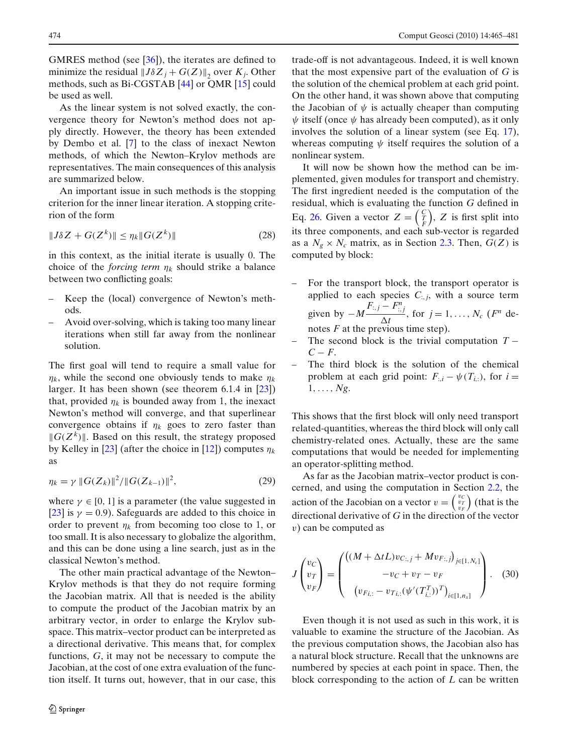GMRES method (see [36]), the iterates are defined to minimize the residual $\|J\delta Z_j + G(Z)\|_2$ over $K_j$. Other methods, such as Bi-CGSTAB [44] or QMR [15] could be used as well.

As the linear system is not solved exactly, the convergence theory for Newton's method does not apply directly. However, the theory has been extended by Dembo et al. [7] to the class of inexact Newton methods, of which the Newton–Krylov methods are representatives. The main consequences of this analysis are summarized below.

An important issue in such methods is the stopping criterion for the inner linear iteration. A stopping criterion of the form

$$\|J\delta Z + G(Z^k)\| \leq \eta_k \|G(Z^k)\| \tag{28}$$

in this context, as the initial iterate is usually 0. The choice of the *forcing term* $\eta_k$ should strike a balance between two conflicting goals:

- Keep the (local) convergence of Newton's methods.
- Avoid over-solving, which is taking too many linear iterations when still far away from the nonlinear solution.

The first goal will tend to require a small value for $\eta_k$, while the second one obviously tends to make $\eta_k$ larger. It has been shown (see theorem 6.1.4 in [23]) that, provided $\eta_k$ is bounded away from 1, the inexact Newton's method will converge, and that superlinear convergence obtains if $\eta_k$ goes to zero faster than $\|G(Z^k)\|$. Based on this result, the strategy proposed by Kelley in [23] (after the choice in [12]) computes $\eta_k$ as

$$\eta_k = \gamma \, \|G(Z_k)\|^2 / \|G(Z_{k-1})\|^2, \tag{29}$$

where $\gamma \in [0, 1]$ is a parameter (the value suggested in [23] is $\gamma = 0.9$). Safeguards are added to this choice in order to prevent $\eta_k$ from becoming too close to 1, or too small. It is also necessary to globalize the algorithm, and this can be done using a line search, just as in the classical Newton's method.

The other main practical advantage of the Newton–Krylov methods is that they do not require forming the Jacobian matrix. All that is needed is the ability to compute the product of the Jacobian matrix by an arbitrary vector, in order to enlarge the Krylov subspace. This matrix–vector product can be interpreted as a directional derivative. This means that, for complex functions, $G$, it may not be necessary to compute the Jacobian, at the cost of one extra evaluation of the function itself. It turns out, however, that in our case, this trade-off is not advantageous. Indeed, it is well known that the most expensive part of the evaluation of $G$ is the solution of the chemical problem at each grid point. On the other hand, it was shown above that computing the Jacobian of $\psi$ is actually cheaper than computing $\psi$ itself (once $\psi$ has already been computed), as it only involves the solution of a linear system (see Eq. 17), whereas computing $\psi$ itself requires the solution of a nonlinear system.

It will now be shown how the method can be implemented, given modules for transport and chemistry. The first ingredient needed is the computation of the residual, which is evaluating the function $G$ defined in Eq. 26. Given a vector $Z = \begin{pmatrix} C \\ T \\ F \end{pmatrix}$, $Z$ is first split into its three components, and each sub-vector is regarded as a $N_g \times N_c$ matrix, as in Section 2.3. Then, $G(Z)$ is computed by block:

- For the transport block, the transport operator is applied to each species $C_{:,j}$, with a source term given by $-M\dfrac{F_{:,j} - F^n_{:,j}}{\Delta t}$, for $j = 1, \ldots, N_c$ ($F^n$ denotes $F$ at the previous time step).
- The second block is the trivial computation $T - C - F$.
- The third block is the solution of the chemical problem at each grid point: $F_{:,i} - \psi(T_{i,:})$, for $i = 1, \ldots, Ng$.

This shows that the first block will only need transport related-quantities, whereas the third block will only call chemistry-related ones. Actually, these are the same computations that would be needed for implementing an operator-splitting method.

As far as the Jacobian matrix–vector product is concerned, and using the computation in Section 2.2, the action of the Jacobian on a vector $v = \begin{pmatrix} v_C \\ v_T \\ v_F \end{pmatrix}$ (that is the directional derivative of $G$ in the direction of the vector $v$) can be computed as

$$J \begin{pmatrix} v_C \\ v_T \\ v_F \end{pmatrix} = \begin{pmatrix} \left((M + \Delta t L) v_{C:,j} + M v_{F:,j}\right)_{j \in [1, N_c]} \\ -v_C + v_T - v_F \\ \left(v_{F_{i,:}} - v_{T_{i,:}} (\psi'(T^T_{i,:}))^T\right)_{i \in [1, n_x]} \end{pmatrix}. \tag{30}$$

Even though it is not used as such in this work, it is valuable to examine the structure of the Jacobian. As the previous computation shows, the Jacobian also has a natural block structure. Recall that the unknowns are numbered by species at each point in space. Then, the block corresponding to the action of $L$ can be written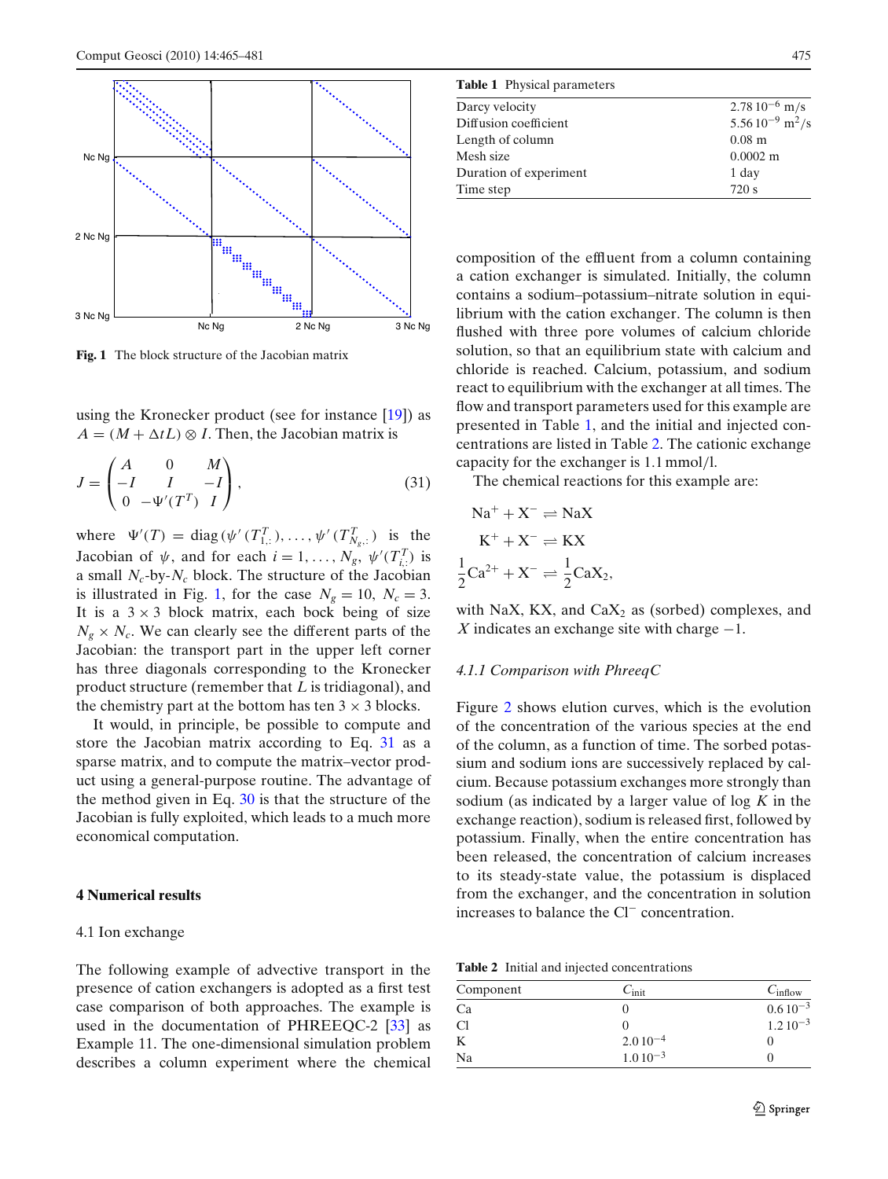**Fig. 1** The block structure of the Jacobian matrix

using the Kronecker product (see for instance [19]) as $A = (M + \Delta t L) \otimes I$. Then, the Jacobian matrix is

$$J = \begin{pmatrix} A & 0 & M \\ -I & I & -I \\ 0 & -\Psi'(T^T) & I \end{pmatrix}, \tag{31}$$

where $\Psi'(T) = \mathrm{diag}\,(\psi'(T^T_{1,:}), \ldots, \psi'(T^T_{N_g,:})$ is the Jacobian of $\psi$, and for each $i = 1, \ldots, N_g$, $\psi'(T^T_{i,:})$ is a small $N_c$-by-$N_c$ block. The structure of the Jacobian is illustrated in Fig. 1, for the case $N_g = 10$, $N_c = 3$. It is a $3 \times 3$ block matrix, each bock being of size $N_g \times N_c$. We can clearly see the different parts of the Jacobian: the transport part in the upper left corner has three diagonals corresponding to the Kronecker product structure (remember that $L$ is tridiagonal), and the chemistry part at the bottom has ten $3 \times 3$ blocks.

It would, in principle, be possible to compute and store the Jacobian matrix according to Eq. 31 as a sparse matrix, and to compute the matrix–vector product using a general-purpose routine. The advantage of the method given in Eq. 30 is that the structure of the Jacobian is fully exploited, which leads to a much more economical computation.

## 4 Numerical results

### 4.1 Ion exchange

The following example of advective transport in the presence of cation exchangers is adopted as a first test case comparison of both approaches. The example is used in the documentation of PHREEQC-2 [33] as Example 11. The one-dimensional simulation problem describes a column experiment where the chemical composition of the effluent from a column containing a cation exchanger is simulated. Initially, the column contains a sodium–potassium–nitrate solution in equilibrium with the cation exchanger. The column is then flushed with three pore volumes of calcium chloride solution, so that an equilibrium state with calcium and chloride is reached. Calcium, potassium, and sodium react to equilibrium with the exchanger at all times. The flow and transport parameters used for this example are presented in Table 1, and the initial and injected concentrations are listed in Table 2. The cationic exchange capacity for the exchanger is 1.1 mmol/l.

**Table 1** Physical parameters

| | |
|---|---|
| Darcy velocity | $2.78\,10^{-6}$ m/s |
| Diffusion coefficient | $5.56\,10^{-9}$ m$^2$/s |
| Length of column | 0.08 m |
| Mesh size | 0.0002 m |
| Duration of experiment | 1 day |
| Time step | 720 s |

The chemical reactions for this example are:

$$Na^+ + X^- \rightleftharpoons NaX$$

$$K^+ + X^- \rightleftharpoons KX$$

$$\frac{1}{2}Ca^{2+} + X^- \rightleftharpoons \frac{1}{2}CaX_2,$$

with NaX, KX, and $CaX_2$ as (sorbed) complexes, and $X$ indicates an exchange site with charge $-1$.

#### 4.1.1 Comparison with PhreeqC

Figure 2 shows elution curves, which is the evolution of the concentration of the various species at the end of the column, as a function of time. The sorbed potassium and sodium ions are successively replaced by calcium. Because potassium exchanges more strongly than sodium (as indicated by a larger value of log $K$ in the exchange reaction), sodium is released first, followed by potassium. Finally, when the entire concentration has been released, the concentration of calcium increases to its steady-state value, the potassium is displaced from the exchanger, and the concentration in solution increases to balance the $Cl^-$ concentration.

**Table 2** Initial and injected concentrations

| Component | $C_{\text{init}}$ | $C_{\text{inflow}}$ |
|---|---|---|
| Ca | 0 | $0.6\,10^{-3}$ |
| Cl | 0 | $1.2\,10^{-3}$ |
| K | $2.0\,10^{-4}$ | 0 |
| Na | $1.0\,10^{-3}$ | 0 |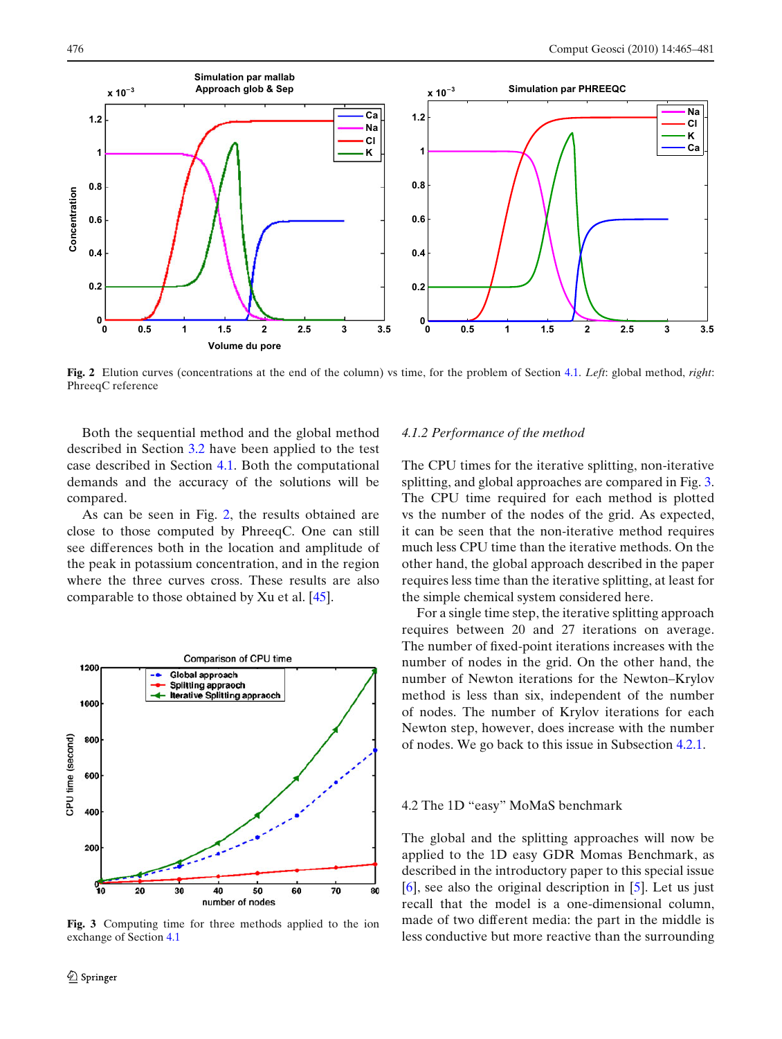Fig. 2 Elution curves (concentrations at the end of the column) vs time, for the problem of Section 4.1. *Left*: global method, *right*: PhreeqC reference

Both the sequential method and the global method described in Section 3.2 have been applied to the test case described in Section 4.1. Both the computational demands and the accuracy of the solutions will be compared.

As can be seen in Fig. 2, the results obtained are close to those computed by PhreeqC. One can still see differences both in the location and amplitude of the peak in potassium concentration, and in the region where the three curves cross. These results are also comparable to those obtained by Xu et al. [45].

Fig. 3 Computing time for three methods applied to the ion exchange of Section 4.1

### 4.1.2 Performance of the method

The CPU times for the iterative splitting, non-iterative splitting, and global approaches are compared in Fig. 3. The CPU time required for each method is plotted vs the number of the nodes of the grid. As expected, it can be seen that the non-iterative method requires much less CPU time than the iterative methods. On the other hand, the global approach described in the paper requires less time than the iterative splitting, at least for the simple chemical system considered here.

For a single time step, the iterative splitting approach requires between 20 and 27 iterations on average. The number of fixed-point iterations increases with the number of nodes in the grid. On the other hand, the number of Newton iterations for the Newton–Krylov method is less than six, independent of the number of nodes. The number of Krylov iterations for each Newton step, however, does increase with the number of nodes. We go back to this issue in Subsection 4.2.1.

## 4.2 The 1D "easy" MoMaS benchmark

The global and the splitting approaches will now be applied to the 1D easy GDR Momas Benchmark, as described in the introductory paper to this special issue [6], see also the original description in [5]. Let us just recall that the model is a one-dimensional column, made of two different media: the part in the middle is less conductive but more reactive than the surrounding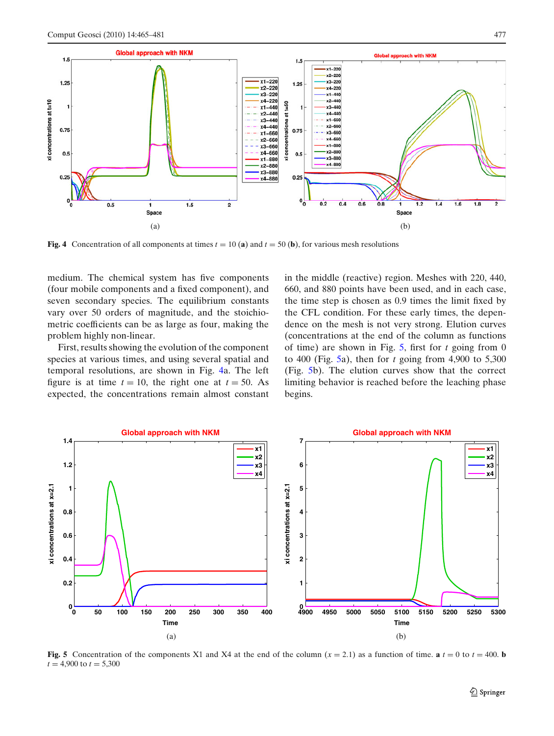Fig. 4 Concentration of all components at times $t = 10$ (**a**) and $t = 50$ (**b**), for various mesh resolutions

medium. The chemical system has five components (four mobile components and a fixed component), and seven secondary species. The equilibrium constants vary over 50 orders of magnitude, and the stoichiometric coefficients can be as large as four, making the problem highly non-linear.

First, results showing the evolution of the component species at various times, and using several spatial and temporal resolutions, are shown in Fig. 4a. The left figure is at time $t = 10$, the right one at $t = 50$. As expected, the concentrations remain almost constant in the middle (reactive) region. Meshes with 220, 440, 660, and 880 points have been used, and in each case, the time step is chosen as 0.9 times the limit fixed by the CFL condition. For these early times, the dependence on the mesh is not very strong. Elution curves (concentrations at the end of the column as functions of time) are shown in Fig. 5, first for $t$ going from 0 to 400 (Fig. 5a), then for $t$ going from 4,900 to 5,300 (Fig. 5b). The elution curves show that the correct limiting behavior is reached before the leaching phase begins.

Fig. 5 Concentration of the components X1 and X4 at the end of the column ($x = 2.1$) as a function of time. **a** $t = 0$ to $t = 400$. **b** $t = 4{,}900$ to $t = 5{,}300$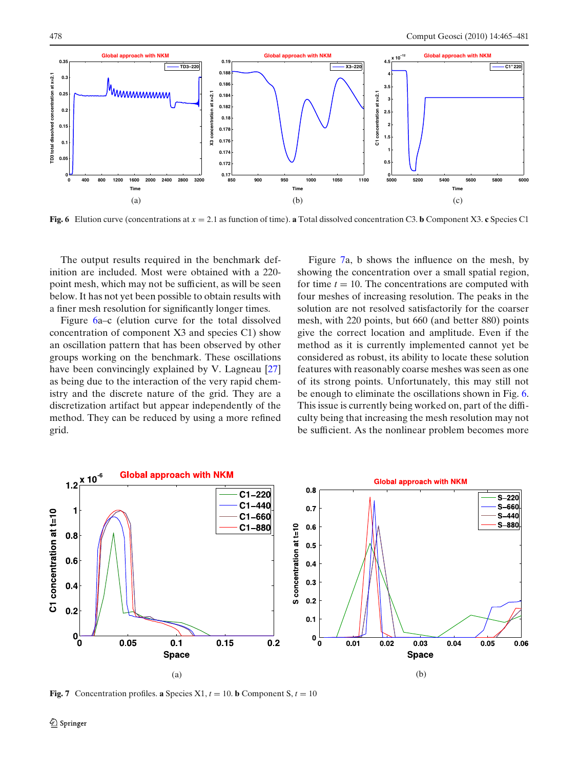Fig. 6 Elution curve (concentrations at $x = 2.1$ as function of time). **a** Total dissolved concentration C3. **b** Component X3. **c** Species C1

The output results required in the benchmark definition are included. Most were obtained with a 220-point mesh, which may not be sufficient, as will be seen below. It has not yet been possible to obtain results with a finer mesh resolution for significantly longer times.

Figure 6a–c (elution curve for the total dissolved concentration of component X3 and species C1) show an oscillation pattern that has been observed by other groups working on the benchmark. These oscillations have been convincingly explained by V. Lagneau [27] as being due to the interaction of the very rapid chemistry and the discrete nature of the grid. They are a discretization artifact but appear independently of the method. They can be reduced by using a more refined grid.

Figure 7a, b shows the influence on the mesh, by showing the concentration over a small spatial region, for time $t = 10$. The concentrations are computed with four meshes of increasing resolution. The peaks in the solution are not resolved satisfactorily for the coarser mesh, with 220 points, but 660 (and better 880) points give the correct location and amplitude. Even if the method as it is currently implemented cannot yet be considered as robust, its ability to locate these solution features with reasonably coarse meshes was seen as one of its strong points. Unfortunately, this may still not be enough to eliminate the oscillations shown in Fig. 6. This issue is currently being worked on, part of the difficulty being that increasing the mesh resolution may not be sufficient. As the nonlinear problem becomes more

Fig. 7 Concentration profiles. **a** Species X1, $t = 10$. **b** Component S, $t = 10$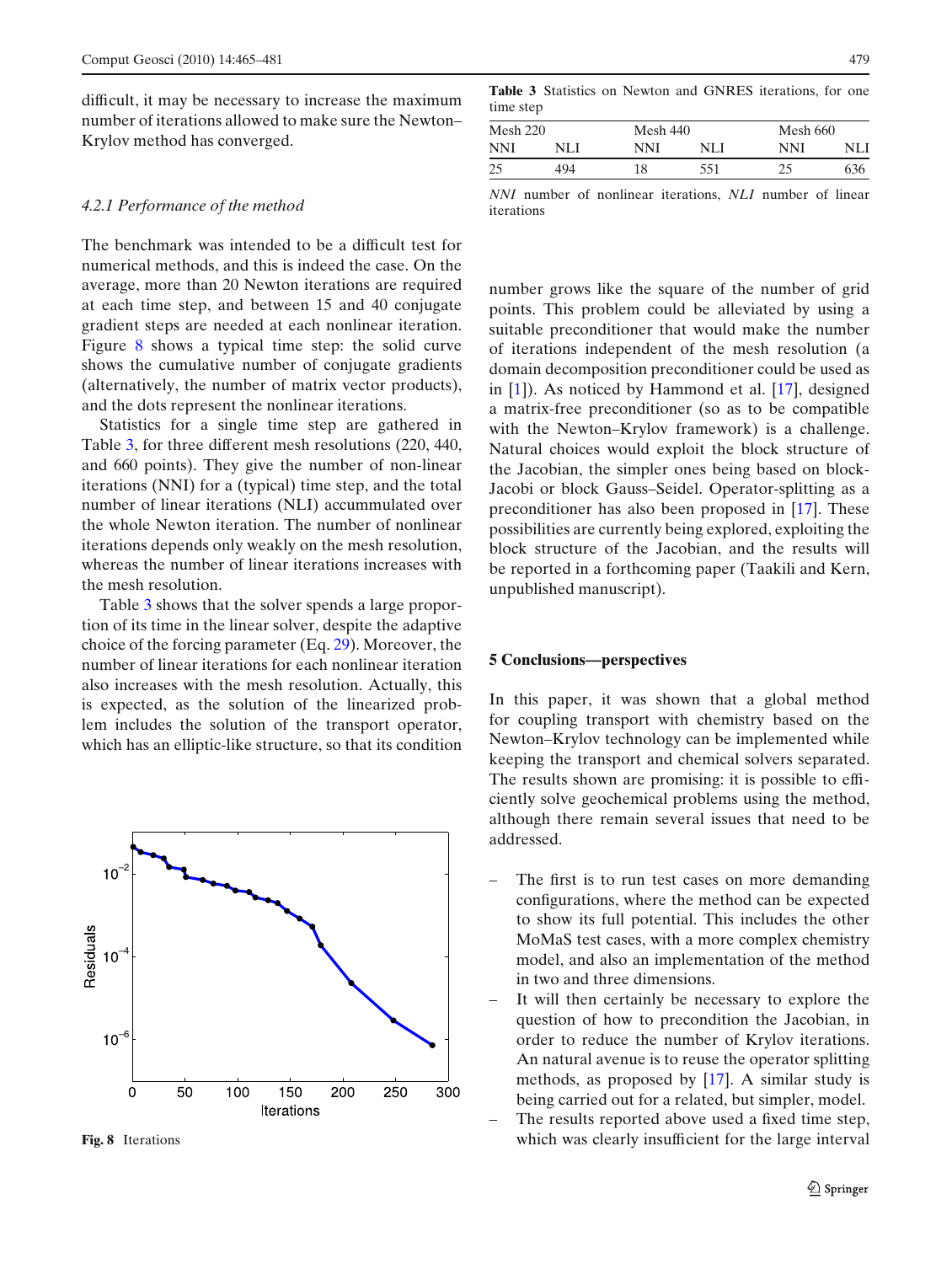difficult, it may be necessary to increase the maximum number of iterations allowed to make sure the Newton–Krylov method has converged.

#### 4.2.1 Performance of the method

The benchmark was intended to be a difficult test for numerical methods, and this is indeed the case. On the average, more than 20 Newton iterations are required at each time step, and between 15 and 40 conjugate gradient steps are needed at each nonlinear iteration. Figure 8 shows a typical time step: the solid curve shows the cumulative number of conjugate gradients (alternatively, the number of matrix vector products), and the dots represent the nonlinear iterations.

Statistics for a single time step are gathered in Table 3, for three different mesh resolutions (220, 440, and 660 points). They give the number of non-linear iterations (NNI) for a (typical) time step, and the total number of linear iterations (NLI) accummulated over the whole Newton iteration. The number of nonlinear iterations depends only weakly on the mesh resolution, whereas the number of linear iterations increases with the mesh resolution.

Table 3 shows that the solver spends a large proportion of its time in the linear solver, despite the adaptive choice of the forcing parameter (Eq. 29). Moreover, the number of linear iterations for each nonlinear iteration also increases with the mesh resolution. Actually, this is expected, as the solution of the linearized problem includes the solution of the transport operator, which has an elliptic-like structure, so that its condition

**Fig. 8** Iterations

**Table 3** Statistics on Newton and GNRES iterations, for one time step

| Mesh 220 | | Mesh 440 | | Mesh 660 | |
|---|---|---|---|---|---|
| NNI | NLI | NNI | NLI | NNI | NLI |
| 25 | 494 | 18 | 551 | 25 | 636 |

*NNI* number of nonlinear iterations, *NLI* number of linear iterations

number grows like the square of the number of grid points. This problem could be alleviated by using a suitable preconditioner that would make the number of iterations independent of the mesh resolution (a domain decomposition preconditioner could be used as in [1]). As noticed by Hammond et al. [17], designed a matrix-free preconditioner (so as to be compatible with the Newton–Krylov framework) is a challenge. Natural choices would exploit the block structure of the Jacobian, the simpler ones being based on block-Jacobi or block Gauss–Seidel. Operator-splitting as a preconditioner has also been proposed in [17]. These possibilities are currently being explored, exploiting the block structure of the Jacobian, and the results will be reported in a forthcoming paper (Taakili and Kern, unpublished manuscript).

## 5 Conclusions—perspectives

In this paper, it was shown that a global method for coupling transport with chemistry based on the Newton–Krylov technology can be implemented while keeping the transport and chemical solvers separated. The results shown are promising: it is possible to efficiently solve geochemical problems using the method, although there remain several issues that need to be addressed.

- The first is to run test cases on more demanding configurations, where the method can be expected to show its full potential. This includes the other MoMaS test cases, with a more complex chemistry model, and also an implementation of the method in two and three dimensions.
- It will then certainly be necessary to explore the question of how to precondition the Jacobian, in order to reduce the number of Krylov iterations. An natural avenue is to reuse the operator splitting methods, as proposed by [17]. A similar study is being carried out for a related, but simpler, model.
- The results reported above used a fixed time step, which was clearly insufficient for the large interval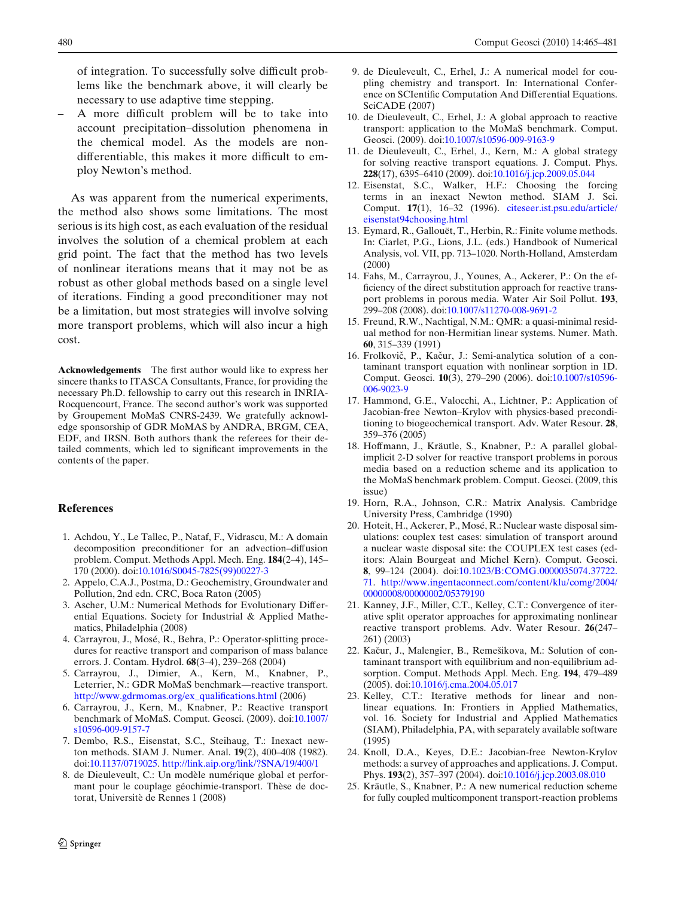of integration. To successfully solve difficult problems like the benchmark above, it will clearly be necessary to use adaptive time stepping.

- A more difficult problem will be to take into account precipitation–dissolution phenomena in the chemical model. As the models are non-differentiable, this makes it more difficult to employ Newton's method.

As was apparent from the numerical experiments, the method also shows some limitations. The most serious is its high cost, as each evaluation of the residual involves the solution of a chemical problem at each grid point. The fact that the method has two levels of nonlinear iterations means that it may not be as robust as other global methods based on a single level of iterations. Finding a good preconditioner may not be a limitation, but most strategies will involve solving more transport problems, which will also incur a high cost.

**Acknowledgements** The first author would like to express her sincere thanks to ITASCA Consultants, France, for providing the necessary Ph.D. fellowship to carry out this research in INRIA-Rocquencourt, France. The second author's work was supported by Groupement MoMaS CNRS-2439. We gratefully acknowledge sponsorship of GDR MoMAS by ANDRA, BRGM, CEA, EDF, and IRSN. Both authors thank the referees for their detailed comments, which led to significant improvements in the contents of the paper.

## References

1. Achdou, Y., Le Tallec, P., Nataf, F., Vidrascu, M.: A domain decomposition preconditioner for an advection–diffusion problem. Comput. Methods Appl. Mech. Eng. **184**(2–4), 145–170 (2000). doi:10.1016/S0045-7825(99)00227-3
2. Appelo, C.A.J., Postma, D.: Geochemistry, Groundwater and Pollution, 2nd edn. CRC, Boca Raton (2005)
3. Ascher, U.M.: Numerical Methods for Evolutionary Differential Equations. Society for Industrial & Applied Mathematics, Philadelphia (2008)
4. Carrayrou, J., Mosé, R., Behra, P.: Operator-splitting procedures for reactive transport and comparison of mass balance errors. J. Contam. Hydrol. **68**(3–4), 239–268 (2004)
5. Carrayrou, J., Dimier, A., Kern, M., Knabner, P., Leterrier, N.: GDR MoMaS benchmark—reactive transport. http://www.gdrmomas.org/ex_qualifications.html (2006)
6. Carrayrou, J., Kern, M., Knabner, P.: Reactive transport benchmark of MoMaS. Comput. Geosci. (2009). doi:10.1007/s10596-009-9157-7
7. Dembo, R.S., Eisenstat, S.C., Steihaug, T.: Inexact newton methods. SIAM J. Numer. Anal. **19**(2), 400–408 (1982). doi:10.1137/0719025. http://link.aip.org/link/?SNA/19/400/1
8. de Dieuleveult, C.: Un modèle numérique global et performant pour le couplage géochimie-transport. Thèse de doctorat, Universitè de Rennes 1 (2008)
9. de Dieuleveult, C., Erhel, J.: A numerical model for coupling chemistry and transport. In: International Conference on SCIentific Computation And Differential Equations. SciCADE (2007)
10. de Dieuleveult, C., Erhel, J.: A global approach to reactive transport: application to the MoMaS benchmark. Comput. Geosci. (2009). doi:10.1007/s10596-009-9163-9
11. de Dieuleveult, C., Erhel, J., Kern, M.: A global strategy for solving reactive transport equations. J. Comput. Phys. **228**(17), 6395–6410 (2009). doi:10.1016/j.jcp.2009.05.044
12. Eisenstat, S.C., Walker, H.F.: Choosing the forcing terms in an inexact Newton method. SIAM J. Sci. Comput. **17**(1), 16–32 (1996). citeseer.ist.psu.edu/article/eisenstat94choosing.html
13. Eymard, R., Gallouët, T., Herbin, R.: Finite volume methods. In: Ciarlet, P.G., Lions, J.L. (eds.) Handbook of Numerical Analysis, vol. VII, pp. 713–1020. North-Holland, Amsterdam (2000)
14. Fahs, M., Carrayrou, J., Younes, A., Ackerer, P.: On the efficiency of the direct substitution approach for reactive transport problems in porous media. Water Air Soil Pollut. **193**, 299–208 (2008). doi:10.1007/s11270-008-9691-2
15. Freund, R.W., Nachtigal, N.M.: QMR: a quasi-minimal residual method for non-Hermitian linear systems. Numer. Math. **60**, 315–339 (1991)
16. Frolkovič, P., Kačur, J.: Semi-analytica solution of a contaminant transport equation with nonlinear sorption in 1D. Comput. Geosci. **10**(3), 279–290 (2006). doi:10.1007/s10596-006-9023-9
17. Hammond, G.E., Valocchi, A., Lichtner, P.: Application of Jacobian-free Newton–Krylov with physics-based preconditioning to biogeochemical transport. Adv. Water Resour. **28**, 359–376 (2005)
18. Hoffmann, J., Kräutle, S., Knabner, P.: A parallel global-implicit 2-D solver for reactive transport problems in porous media based on a reduction scheme and its application to the MoMaS benchmark problem. Comput. Geosci. (2009, this issue)
19. Horn, R.A., Johnson, C.R.: Matrix Analysis. Cambridge University Press, Cambridge (1990)
20. Hoteit, H., Ackerer, P., Mosé, R.: Nuclear waste disposal simulations: couplex test cases: simulation of transport around a nuclear waste disposal site: the COUPLEX test cases (editors: Alain Bourgeat and Michel Kern). Comput. Geosci. **8**, 99–124 (2004). doi:10.1023/B:COMG.0000035074.37722.71. http://www.ingentaconnect.com/content/klu/comg/2004/00000008/00000002/05379190
21. Kanney, J.F., Miller, C.T., Kelley, C.T.: Convergence of iterative split operator approaches for approximating nonlinear reactive transport problems. Adv. Water Resour. **26**(247–261) (2003)
22. Kačur, J., Malengier, B., Remešikova, M.: Solution of contaminant transport with equilibrium and non-equilibrium adsorption. Comput. Methods Appl. Mech. Eng. **194**, 479–489 (2005). doi:10.1016/j.cma.2004.05.017
23. Kelley, C.T.: Iterative methods for linear and nonlinear equations. In: Frontiers in Applied Mathematics, vol. 16. Society for Industrial and Applied Mathematics (SIAM), Philadelphia, PA, with separately available software (1995)
24. Knoll, D.A., Keyes, D.E.: Jacobian-free Newton-Krylov methods: a survey of approaches and applications. J. Comput. Phys. **193**(2), 357–397 (2004). doi:10.1016/j.jcp.2003.08.010
25. Kräutle, S., Knabner, P.: A new numerical reduction scheme for fully coupled multicomponent transport-reaction problems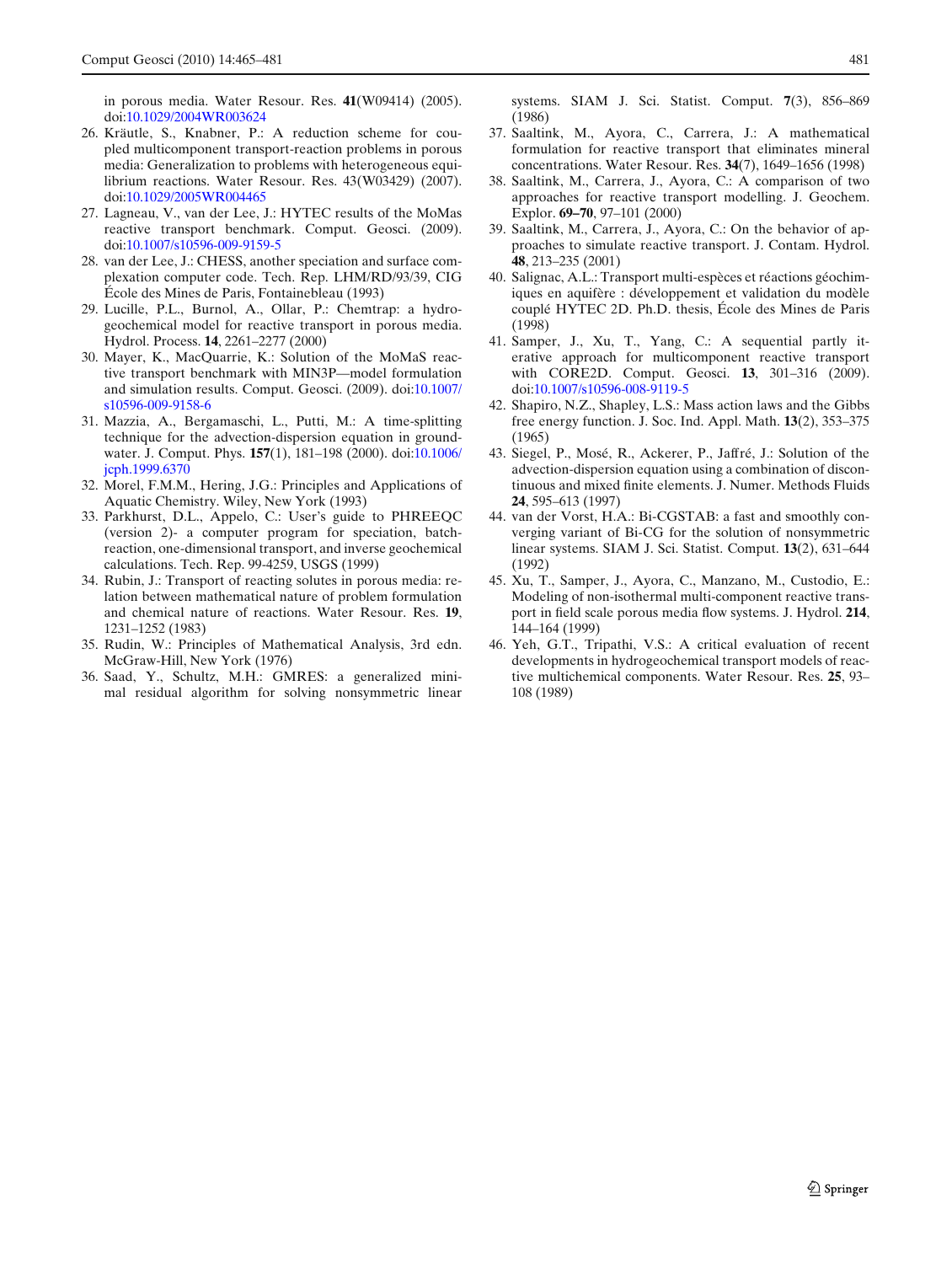in porous media. Water Resour. Res. **41**(W09414) (2005). doi:10.1029/2004WR003624

26. Kräutle, S., Knabner, P.: A reduction scheme for coupled multicomponent transport-reaction problems in porous media: Generalization to problems with heterogeneous equilibrium reactions. Water Resour. Res. 43(W03429) (2007). doi:10.1029/2005WR004465
27. Lagneau, V., van der Lee, J.: HYTEC results of the MoMas reactive transport benchmark. Comput. Geosci. (2009). doi:10.1007/s10596-009-9159-5
28. van der Lee, J.: CHESS, another speciation and surface complexation computer code. Tech. Rep. LHM/RD/93/39, CIG École des Mines de Paris, Fontainebleau (1993)
29. Lucille, P.L., Burnol, A., Ollar, P.: Chemtrap: a hydrogeochemical model for reactive transport in porous media. Hydrol. Process. **14**, 2261–2277 (2000)
30. Mayer, K., MacQuarrie, K.: Solution of the MoMaS reactive transport benchmark with MIN3P—model formulation and simulation results. Comput. Geosci. (2009). doi:10.1007/s10596-009-9158-6
31. Mazzia, A., Bergamaschi, L., Putti, M.: A time-splitting technique for the advection-dispersion equation in groundwater. J. Comput. Phys. **157**(1), 181–198 (2000). doi:10.1006/jcph.1999.6370
32. Morel, F.M.M., Hering, J.G.: Principles and Applications of Aquatic Chemistry. Wiley, New York (1993)
33. Parkhurst, D.L., Appelo, C.: User's guide to PHREEQC (version 2)- a computer program for speciation, batch-reaction, one-dimensional transport, and inverse geochemical calculations. Tech. Rep. 99-4259, USGS (1999)
34. Rubin, J.: Transport of reacting solutes in porous media: relation between mathematical nature of problem formulation and chemical nature of reactions. Water Resour. Res. **19**, 1231–1252 (1983)
35. Rudin, W.: Principles of Mathematical Analysis, 3rd edn. McGraw-Hill, New York (1976)
36. Saad, Y., Schultz, M.H.: GMRES: a generalized minimal residual algorithm for solving nonsymmetric linear systems. SIAM J. Sci. Statist. Comput. **7**(3), 856–869 (1986)
37. Saaltink, M., Ayora, C., Carrera, J.: A mathematical formulation for reactive transport that eliminates mineral concentrations. Water Resour. Res. **34**(7), 1649–1656 (1998)
38. Saaltink, M., Carrera, J., Ayora, C.: A comparison of two approaches for reactive transport modelling. J. Geochem. Explor. **69–70**, 97–101 (2000)
39. Saaltink, M., Carrera, J., Ayora, C.: On the behavior of approaches to simulate reactive transport. J. Contam. Hydrol. **48**, 213–235 (2001)
40. Salignac, A.L.: Transport multi-espèces et réactions géochimiques en aquifère : développement et validation du modèle couplé HYTEC 2D. Ph.D. thesis, École des Mines de Paris (1998)
41. Samper, J., Xu, T., Yang, C.: A sequential partly iterative approach for multicomponent reactive transport with CORE2D. Comput. Geosci. **13**, 301–316 (2009). doi:10.1007/s10596-008-9119-5
42. Shapiro, N.Z., Shapley, L.S.: Mass action laws and the Gibbs free energy function. J. Soc. Ind. Appl. Math. **13**(2), 353–375 (1965)
43. Siegel, P., Mosé, R., Ackerer, P., Jaffré, J.: Solution of the advection-dispersion equation using a combination of discontinuous and mixed finite elements. J. Numer. Methods Fluids **24**, 595–613 (1997)
44. van der Vorst, H.A.: Bi-CGSTAB: a fast and smoothly converging variant of Bi-CG for the solution of nonsymmetric linear systems. SIAM J. Sci. Statist. Comput. **13**(2), 631–644 (1992)
45. Xu, T., Samper, J., Ayora, C., Manzano, M., Custodio, E.: Modeling of non-isothermal multi-component reactive transport in field scale porous media flow systems. J. Hydrol. **214**, 144–164 (1999)
46. Yeh, G.T., Tripathi, V.S.: A critical evaluation of recent developments in hydrogeochemical transport models of reactive multichemical components. Water Resour. Res. **25**, 93–108 (1989)